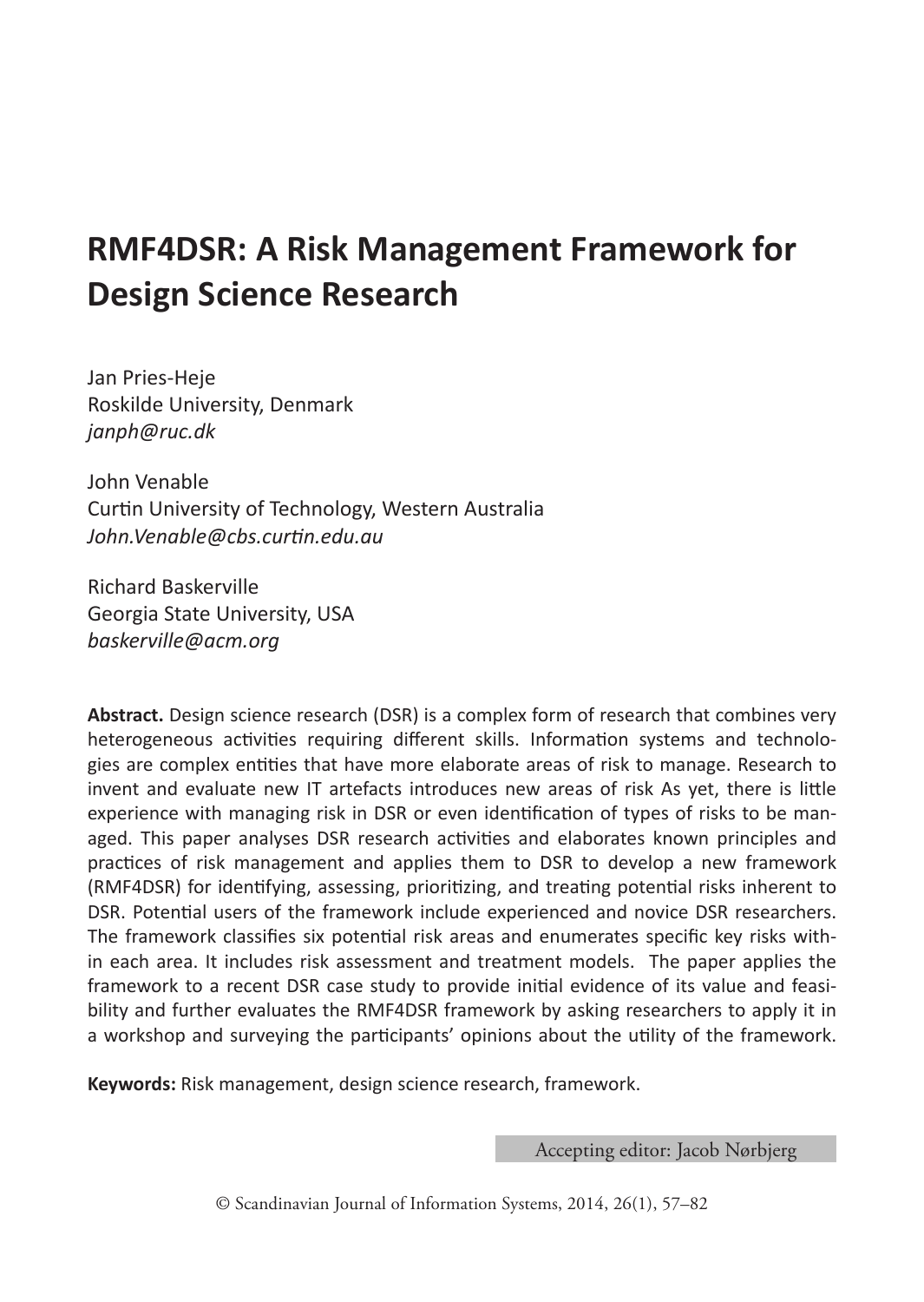# RMF4DSR: A Risk Management Framework for Design Science Research

Jan Pries-Heje
Roskilde University, Denmark
*janph@ruc.dk*

John Venable
Curtin University of Technology, Western Australia
*John.Venable@cbs.curtin.edu.au*

Richard Baskerville
Georgia State University, USA
*baskerville@acm.org*

**Abstract.** Design science research (DSR) is a complex form of research that combines very heterogeneous activities requiring different skills. Information systems and technologies are complex entities that have more elaborate areas of risk to manage. Research to invent and evaluate new IT artefacts introduces new areas of risk As yet, there is little experience with managing risk in DSR or even identification of types of risks to be managed. This paper analyses DSR research activities and elaborates known principles and practices of risk management and applies them to DSR to develop a new framework (RMF4DSR) for identifying, assessing, prioritizing, and treating potential risks inherent to DSR. Potential users of the framework include experienced and novice DSR researchers. The framework classifies six potential risk areas and enumerates specific key risks within each area. It includes risk assessment and treatment models. The paper applies the framework to a recent DSR case study to provide initial evidence of its value and feasibility and further evaluates the RMF4DSR framework by asking researchers to apply it in a workshop and surveying the participants' opinions about the utility of the framework.

**Keywords:** Risk management, design science research, framework.

Accepting editor: Jacob Nørbjerg

© Scandinavian Journal of Information Systems, 2014, 26(1), 57–82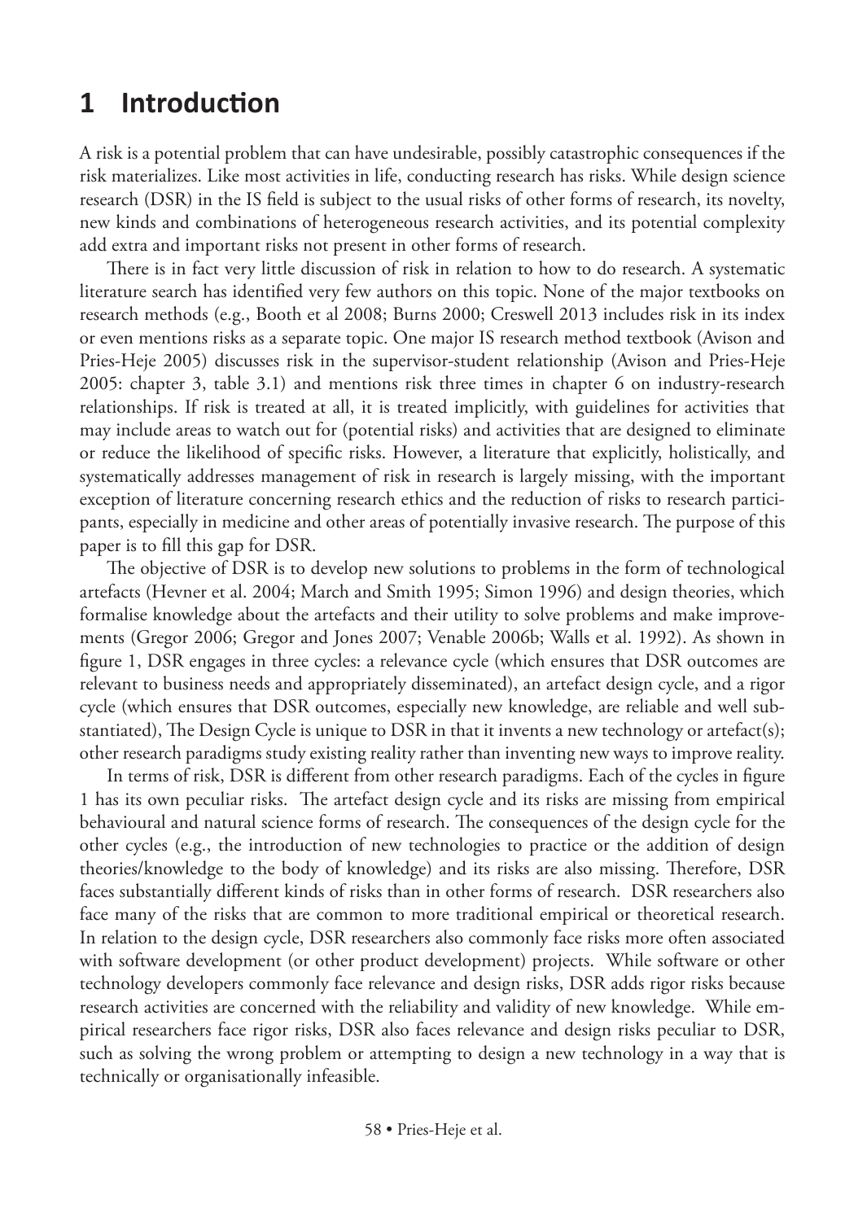# 1 Introduction

A risk is a potential problem that can have undesirable, possibly catastrophic consequences if the risk materializes. Like most activities in life, conducting research has risks. While design science research (DSR) in the IS field is subject to the usual risks of other forms of research, its novelty, new kinds and combinations of heterogeneous research activities, and its potential complexity add extra and important risks not present in other forms of research.

There is in fact very little discussion of risk in relation to how to do research. A systematic literature search has identified very few authors on this topic. None of the major textbooks on research methods (e.g., Booth et al 2008; Burns 2000; Creswell 2013 includes risk in its index or even mentions risks as a separate topic. One major IS research method textbook (Avison and Pries-Heje 2005) discusses risk in the supervisor-student relationship (Avison and Pries-Heje 2005: chapter 3, table 3.1) and mentions risk three times in chapter 6 on industry-research relationships. If risk is treated at all, it is treated implicitly, with guidelines for activities that may include areas to watch out for (potential risks) and activities that are designed to eliminate or reduce the likelihood of specific risks. However, a literature that explicitly, holistically, and systematically addresses management of risk in research is largely missing, with the important exception of literature concerning research ethics and the reduction of risks to research participants, especially in medicine and other areas of potentially invasive research. The purpose of this paper is to fill this gap for DSR.

The objective of DSR is to develop new solutions to problems in the form of technological artefacts (Hevner et al. 2004; March and Smith 1995; Simon 1996) and design theories, which formalise knowledge about the artefacts and their utility to solve problems and make improvements (Gregor 2006; Gregor and Jones 2007; Venable 2006b; Walls et al. 1992). As shown in figure 1, DSR engages in three cycles: a relevance cycle (which ensures that DSR outcomes are relevant to business needs and appropriately disseminated), an artefact design cycle, and a rigor cycle (which ensures that DSR outcomes, especially new knowledge, are reliable and well substantiated), The Design Cycle is unique to DSR in that it invents a new technology or artefact(s); other research paradigms study existing reality rather than inventing new ways to improve reality.

In terms of risk, DSR is different from other research paradigms. Each of the cycles in figure 1 has its own peculiar risks. The artefact design cycle and its risks are missing from empirical behavioural and natural science forms of research. The consequences of the design cycle for the other cycles (e.g., the introduction of new technologies to practice or the addition of design theories/knowledge to the body of knowledge) and its risks are also missing. Therefore, DSR faces substantially different kinds of risks than in other forms of research. DSR researchers also face many of the risks that are common to more traditional empirical or theoretical research. In relation to the design cycle, DSR researchers also commonly face risks more often associated with software development (or other product development) projects. While software or other technology developers commonly face relevance and design risks, DSR adds rigor risks because research activities are concerned with the reliability and validity of new knowledge. While empirical researchers face rigor risks, DSR also faces relevance and design risks peculiar to DSR, such as solving the wrong problem or attempting to design a new technology in a way that is technically or organisationally infeasible.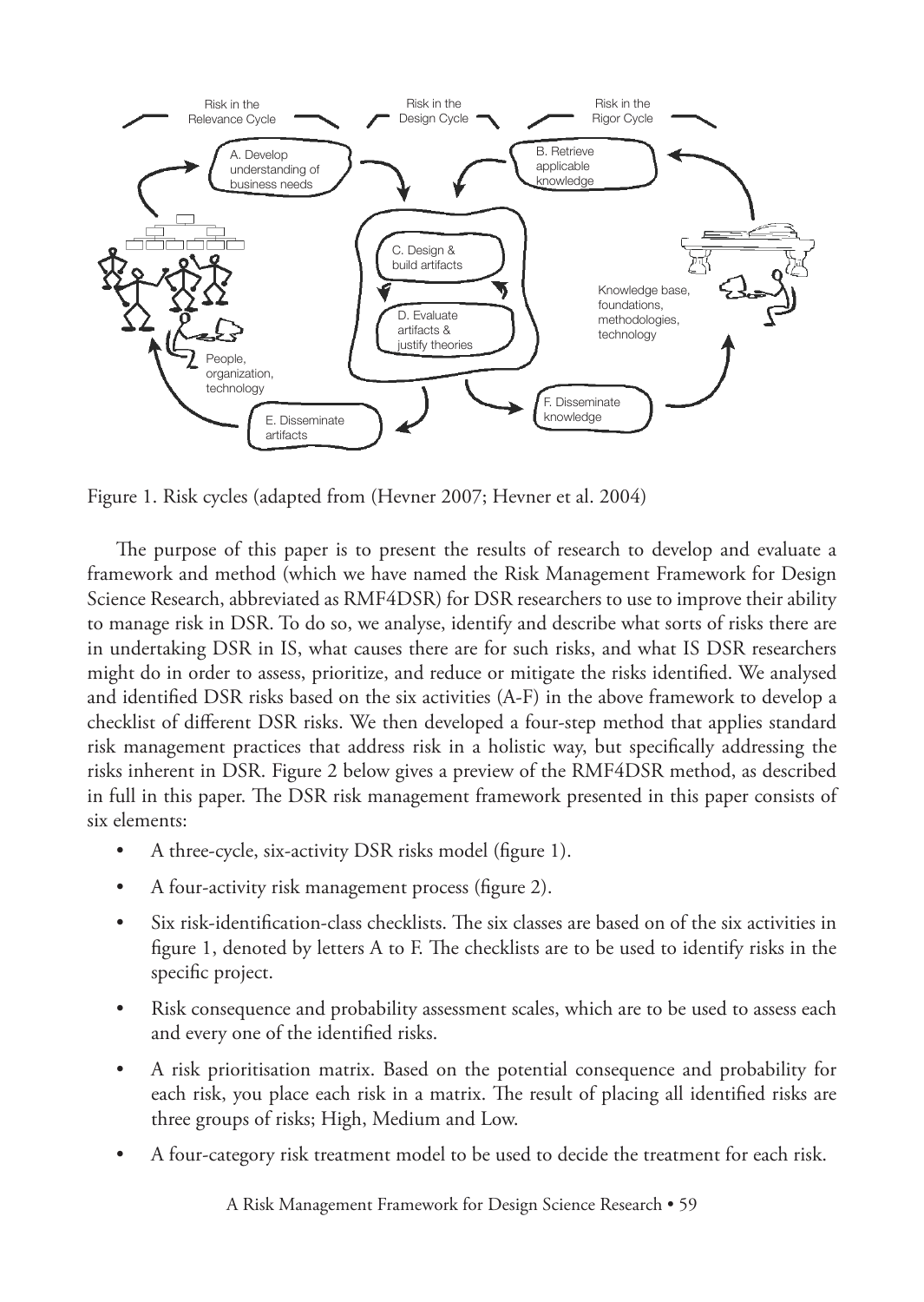Figure 1. Risk cycles (adapted from (Hevner 2007; Hevner et al. 2004)

The purpose of this paper is to present the results of research to develop and evaluate a framework and method (which we have named the Risk Management Framework for Design Science Research, abbreviated as RMF4DSR) for DSR researchers to use to improve their ability to manage risk in DSR. To do so, we analyse, identify and describe what sorts of risks there are in undertaking DSR in IS, what causes there are for such risks, and what IS DSR researchers might do in order to assess, prioritize, and reduce or mitigate the risks identified. We analysed and identified DSR risks based on the six activities (A-F) in the above framework to develop a checklist of different DSR risks. We then developed a four-step method that applies standard risk management practices that address risk in a holistic way, but specifically addressing the risks inherent in DSR. Figure 2 below gives a preview of the RMF4DSR method, as described in full in this paper. The DSR risk management framework presented in this paper consists of six elements:

- A three-cycle, six-activity DSR risks model (figure 1).
- A four-activity risk management process (figure 2).
- Six risk-identification-class checklists. The six classes are based on of the six activities in figure 1, denoted by letters A to F. The checklists are to be used to identify risks in the specific project.
- Risk consequence and probability assessment scales, which are to be used to assess each and every one of the identified risks.
- A risk prioritisation matrix. Based on the potential consequence and probability for each risk, you place each risk in a matrix. The result of placing all identified risks are three groups of risks; High, Medium and Low.
- A four-category risk treatment model to be used to decide the treatment for each risk.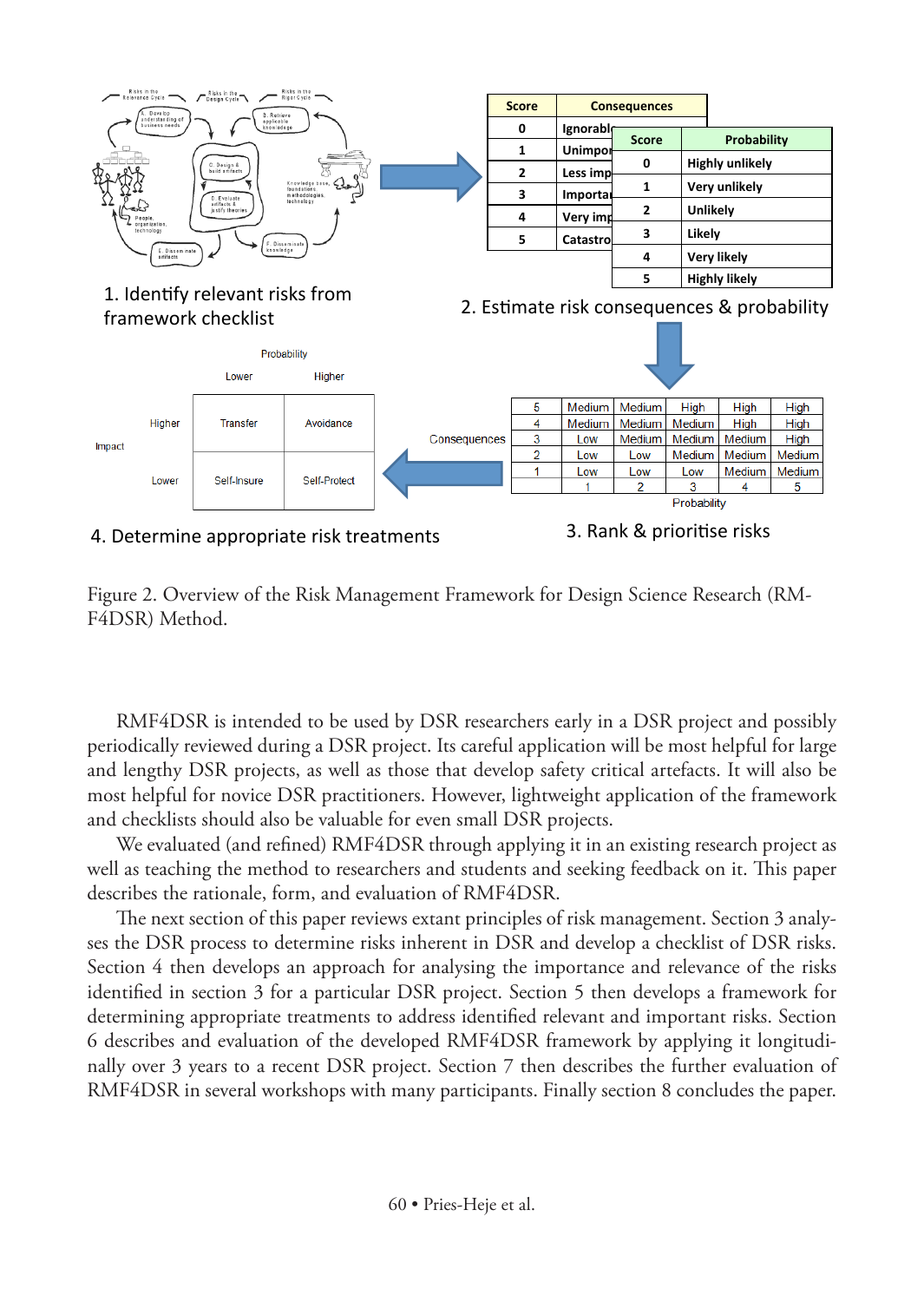| Score | Consequences |
| --- | --- |
| 0 | Ignorabl |
| 1 | Unimpor |
| 2 | Less imp |
| 3 | Importa |
| 4 | Very imp |
| 5 | Catastro |

| Score | Probability |
| --- | --- |
| 0 | Highly unlikely |
| 1 | Very unlikely |
| 2 | Unlikely |
| 3 | Likely |
| 4 | Very likely |
| 5 | Highly likely |

1. Identify relevant risks from framework checklist

2. Estimate risk consequences & probability

| Consequences | | | | | |
| --- | --- | --- | --- | --- | --- |
| 5 | Medium | Medium | High | High | High |
| 4 | Medium | Medium | Medium | High | High |
| 3 | Low | Medium | Medium | Medium | High |
| 2 | Low | Low | Medium | Medium | Medium |
| 1 | Low | Low | Low | Medium | Medium |
| | 1 | 2 | 3 | 4 | 5 |
| | Probability | | | | |

3. Rank & prioritise risks

| Impact | Probability: Lower | Probability: Higher |
| --- | --- | --- |
| Higher | Transfer | Avoidance |
| Lower | Self-Insure | Self-Protect |

4. Determine appropriate risk treatments

Figure 2. Overview of the Risk Management Framework for Design Science Research (RMF4DSR) Method.

RMF4DSR is intended to be used by DSR researchers early in a DSR project and possibly periodically reviewed during a DSR project. Its careful application will be most helpful for large and lengthy DSR projects, as well as those that develop safety critical artefacts. It will also be most helpful for novice DSR practitioners. However, lightweight application of the framework and checklists should also be valuable for even small DSR projects.

We evaluated (and refined) RMF4DSR through applying it in an existing research project as well as teaching the method to researchers and students and seeking feedback on it. This paper describes the rationale, form, and evaluation of RMF4DSR.

The next section of this paper reviews extant principles of risk management. Section 3 analyses the DSR process to determine risks inherent in DSR and develop a checklist of DSR risks. Section 4 then develops an approach for analysing the importance and relevance of the risks identified in section 3 for a particular DSR project. Section 5 then develops a framework for determining appropriate treatments to address identified relevant and important risks. Section 6 describes and evaluation of the developed RMF4DSR framework by applying it longitudinally over 3 years to a recent DSR project. Section 7 then describes the further evaluation of RMF4DSR in several workshops with many participants. Finally section 8 concludes the paper.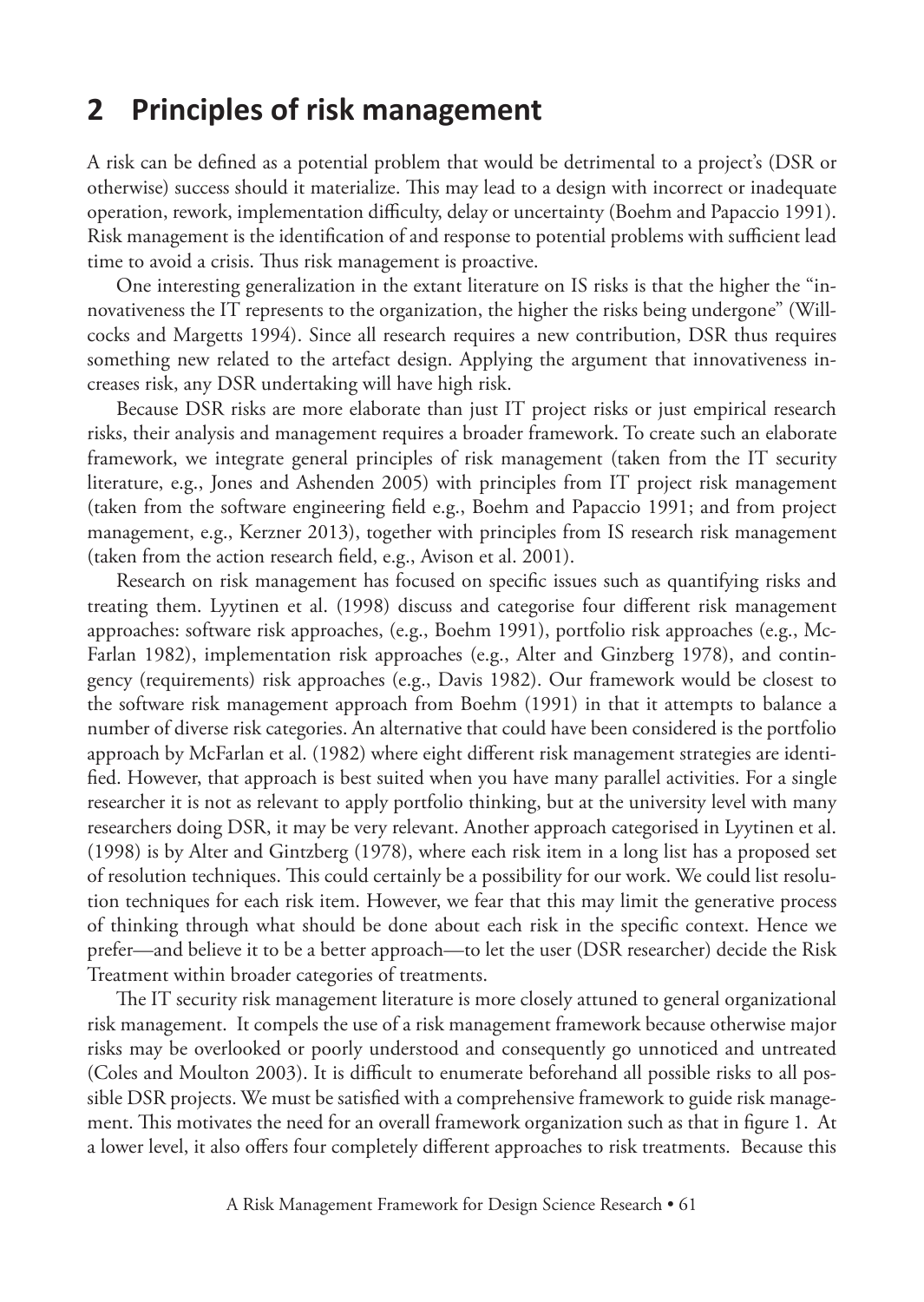## 2 Principles of risk management

A risk can be defined as a potential problem that would be detrimental to a project's (DSR or otherwise) success should it materialize. This may lead to a design with incorrect or inadequate operation, rework, implementation difficulty, delay or uncertainty (Boehm and Papaccio 1991). Risk management is the identification of and response to potential problems with sufficient lead time to avoid a crisis. Thus risk management is proactive.

One interesting generalization in the extant literature on IS risks is that the higher the "innovativeness the IT represents to the organization, the higher the risks being undergone" (Willcocks and Margetts 1994). Since all research requires a new contribution, DSR thus requires something new related to the artefact design. Applying the argument that innovativeness increases risk, any DSR undertaking will have high risk.

Because DSR risks are more elaborate than just IT project risks or just empirical research risks, their analysis and management requires a broader framework. To create such an elaborate framework, we integrate general principles of risk management (taken from the IT security literature, e.g., Jones and Ashenden 2005) with principles from IT project risk management (taken from the software engineering field e.g., Boehm and Papaccio 1991; and from project management, e.g., Kerzner 2013), together with principles from IS research risk management (taken from the action research field, e.g., Avison et al. 2001).

Research on risk management has focused on specific issues such as quantifying risks and treating them. Lyytinen et al. (1998) discuss and categorise four different risk management approaches: software risk approaches, (e.g., Boehm 1991), portfolio risk approaches (e.g., McFarlan 1982), implementation risk approaches (e.g., Alter and Ginzberg 1978), and contingency (requirements) risk approaches (e.g., Davis 1982). Our framework would be closest to the software risk management approach from Boehm (1991) in that it attempts to balance a number of diverse risk categories. An alternative that could have been considered is the portfolio approach by McFarlan et al. (1982) where eight different risk management strategies are identified. However, that approach is best suited when you have many parallel activities. For a single researcher it is not as relevant to apply portfolio thinking, but at the university level with many researchers doing DSR, it may be very relevant. Another approach categorised in Lyytinen et al. (1998) is by Alter and Gintzberg (1978), where each risk item in a long list has a proposed set of resolution techniques. This could certainly be a possibility for our work. We could list resolution techniques for each risk item. However, we fear that this may limit the generative process of thinking through what should be done about each risk in the specific context. Hence we prefer—and believe it to be a better approach—to let the user (DSR researcher) decide the Risk Treatment within broader categories of treatments.

The IT security risk management literature is more closely attuned to general organizational risk management. It compels the use of a risk management framework because otherwise major risks may be overlooked or poorly understood and consequently go unnoticed and untreated (Coles and Moulton 2003). It is difficult to enumerate beforehand all possible risks to all possible DSR projects. We must be satisfied with a comprehensive framework to guide risk management. This motivates the need for an overall framework organization such as that in figure 1. At a lower level, it also offers four completely different approaches to risk treatments. Because this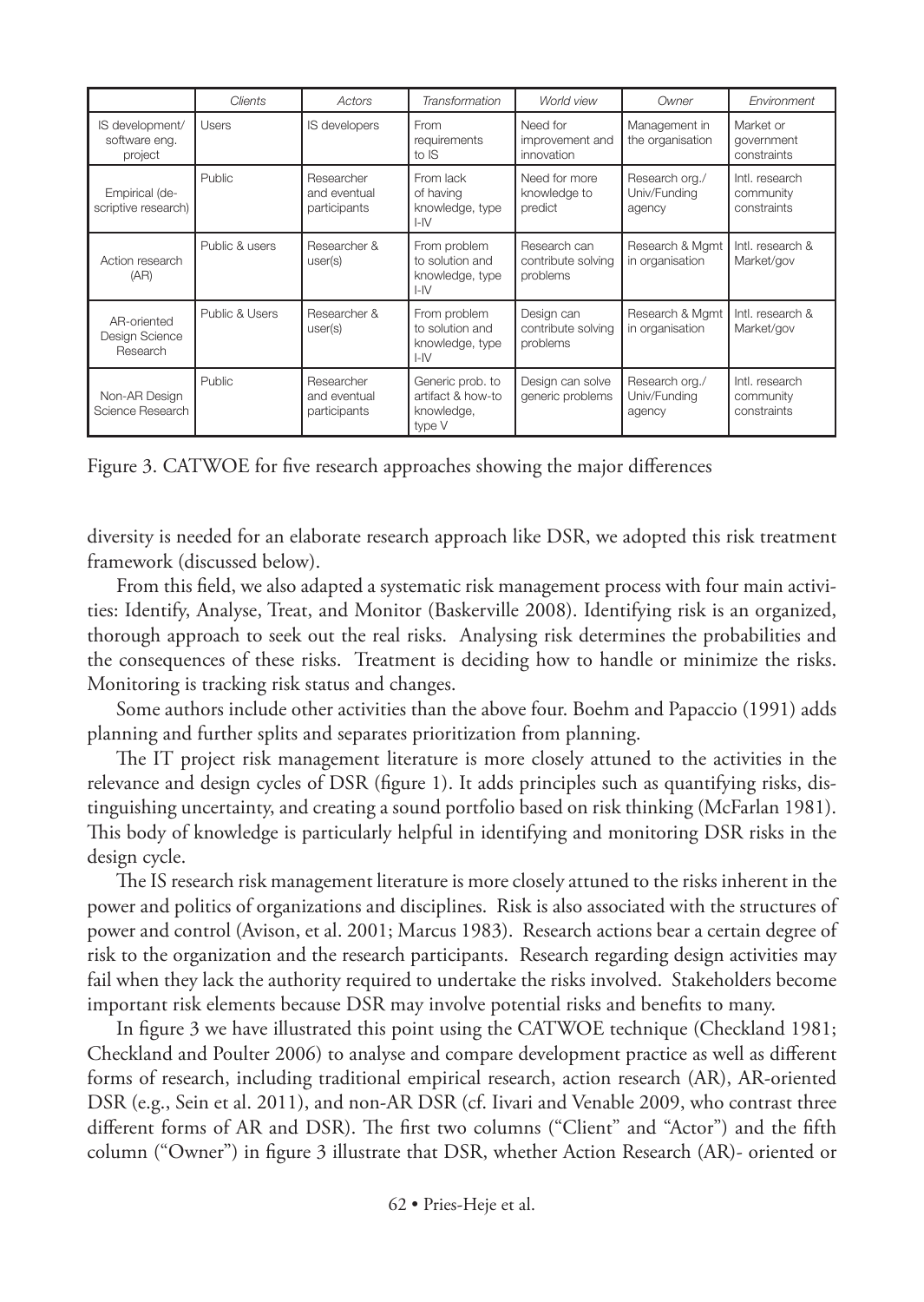| | *Clients* | *Actors* | *Transformation* | *World view* | *Owner* | *Environment* |
|---|---|---|---|---|---|---|
| IS development/ software eng. project | Users | IS developers | From requirements to IS | Need for improvement and innovation | Management in the organisation | Market or government constraints |
| Empirical (de-scriptive research) | Public | Researcher and eventual participants | From lack of having knowledge, type I-IV | Need for more knowledge to predict | Research org./ Univ/Funding agency | Intl. research community constraints |
| Action research (AR) | Public & users | Researcher & user(s) | From problem to solution and knowledge, type I-IV | Research can contribute solving problems | Research & Mgmt in organisation | Intl. research & Market/gov |
| AR-oriented Design Science Research | Public & Users | Researcher & user(s) | From problem to solution and knowledge, type I-IV | Design can contribute solving problems | Research & Mgmt in organisation | Intl. research & Market/gov |
| Non-AR Design Science Research | Public | Researcher and eventual participants | Generic prob. to artifact & how-to knowledge, type V | Design can solve generic problems | Research org./ Univ/Funding agency | Intl. research community constraints |

Figure 3. CATWOE for five research approaches showing the major differences

diversity is needed for an elaborate research approach like DSR, we adopted this risk treatment framework (discussed below).

From this field, we also adapted a systematic risk management process with four main activities: Identify, Analyse, Treat, and Monitor (Baskerville 2008). Identifying risk is an organized, thorough approach to seek out the real risks. Analysing risk determines the probabilities and the consequences of these risks. Treatment is deciding how to handle or minimize the risks. Monitoring is tracking risk status and changes.

Some authors include other activities than the above four. Boehm and Papaccio (1991) adds planning and further splits and separates prioritization from planning.

The IT project risk management literature is more closely attuned to the activities in the relevance and design cycles of DSR (figure 1). It adds principles such as quantifying risks, distinguishing uncertainty, and creating a sound portfolio based on risk thinking (McFarlan 1981). This body of knowledge is particularly helpful in identifying and monitoring DSR risks in the design cycle.

The IS research risk management literature is more closely attuned to the risks inherent in the power and politics of organizations and disciplines. Risk is also associated with the structures of power and control (Avison, et al. 2001; Marcus 1983). Research actions bear a certain degree of risk to the organization and the research participants. Research regarding design activities may fail when they lack the authority required to undertake the risks involved. Stakeholders become important risk elements because DSR may involve potential risks and benefits to many.

In figure 3 we have illustrated this point using the CATWOE technique (Checkland 1981; Checkland and Poulter 2006) to analyse and compare development practice as well as different forms of research, including traditional empirical research, action research (AR), AR-oriented DSR (e.g., Sein et al. 2011), and non-AR DSR (cf. Iivari and Venable 2009, who contrast three different forms of AR and DSR). The first two columns ("Client" and "Actor") and the fifth column ("Owner") in figure 3 illustrate that DSR, whether Action Research (AR)- oriented or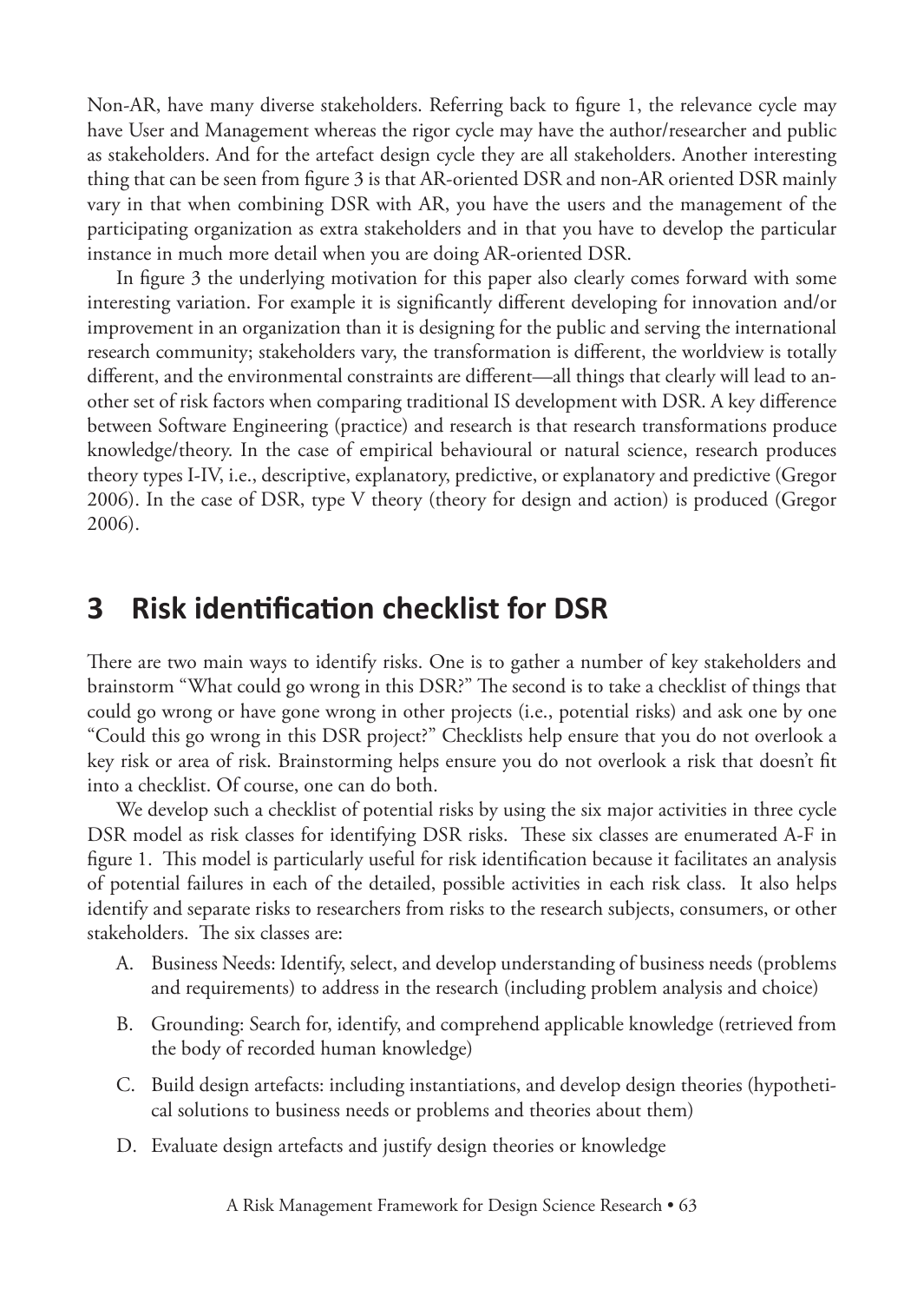Non-AR, have many diverse stakeholders. Referring back to figure 1, the relevance cycle may have User and Management whereas the rigor cycle may have the author/researcher and public as stakeholders. And for the artefact design cycle they are all stakeholders. Another interesting thing that can be seen from figure 3 is that AR-oriented DSR and non-AR oriented DSR mainly vary in that when combining DSR with AR, you have the users and the management of the participating organization as extra stakeholders and in that you have to develop the particular instance in much more detail when you are doing AR-oriented DSR.

In figure 3 the underlying motivation for this paper also clearly comes forward with some interesting variation. For example it is significantly different developing for innovation and/or improvement in an organization than it is designing for the public and serving the international research community; stakeholders vary, the transformation is different, the worldview is totally different, and the environmental constraints are different—all things that clearly will lead to another set of risk factors when comparing traditional IS development with DSR. A key difference between Software Engineering (practice) and research is that research transformations produce knowledge/theory. In the case of empirical behavioural or natural science, research produces theory types I-IV, i.e., descriptive, explanatory, predictive, or explanatory and predictive (Gregor 2006). In the case of DSR, type V theory (theory for design and action) is produced (Gregor 2006).

# 3 Risk identification checklist for DSR

There are two main ways to identify risks. One is to gather a number of key stakeholders and brainstorm "What could go wrong in this DSR?" The second is to take a checklist of things that could go wrong or have gone wrong in other projects (i.e., potential risks) and ask one by one "Could this go wrong in this DSR project?" Checklists help ensure that you do not overlook a key risk or area of risk. Brainstorming helps ensure you do not overlook a risk that doesn't fit into a checklist. Of course, one can do both.

We develop such a checklist of potential risks by using the six major activities in three cycle DSR model as risk classes for identifying DSR risks. These six classes are enumerated A-F in figure 1. This model is particularly useful for risk identification because it facilitates an analysis of potential failures in each of the detailed, possible activities in each risk class. It also helps identify and separate risks to researchers from risks to the research subjects, consumers, or other stakeholders. The six classes are:

A. Business Needs: Identify, select, and develop understanding of business needs (problems and requirements) to address in the research (including problem analysis and choice)

B. Grounding: Search for, identify, and comprehend applicable knowledge (retrieved from the body of recorded human knowledge)

C. Build design artefacts: including instantiations, and develop design theories (hypothetical solutions to business needs or problems and theories about them)

D. Evaluate design artefacts and justify design theories or knowledge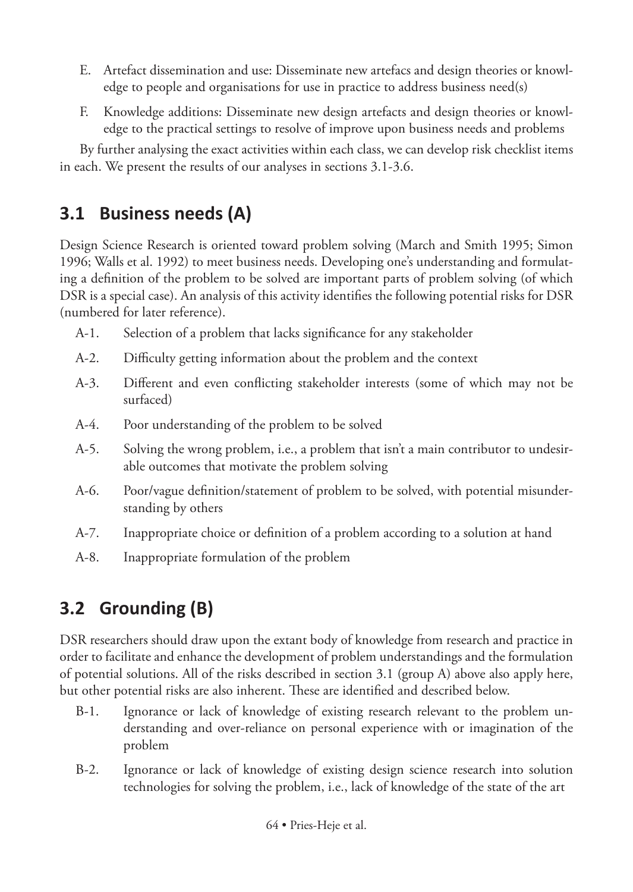E. Artefact dissemination and use: Disseminate new artefacs and design theories or knowledge to people and organisations for use in practice to address business need(s)

F. Knowledge additions: Disseminate new design artefacts and design theories or knowledge to the practical settings to resolve of improve upon business needs and problems

By further analysing the exact activities within each class, we can develop risk checklist items in each. We present the results of our analyses in sections 3.1-3.6.

## 3.1 Business needs (A)

Design Science Research is oriented toward problem solving (March and Smith 1995; Simon 1996; Walls et al. 1992) to meet business needs. Developing one's understanding and formulating a definition of the problem to be solved are important parts of problem solving (of which DSR is a special case). An analysis of this activity identifies the following potential risks for DSR (numbered for later reference).

- A-1. Selection of a problem that lacks significance for any stakeholder
- A-2. Difficulty getting information about the problem and the context
- A-3. Different and even conflicting stakeholder interests (some of which may not be surfaced)
- A-4. Poor understanding of the problem to be solved
- A-5. Solving the wrong problem, i.e., a problem that isn't a main contributor to undesirable outcomes that motivate the problem solving
- A-6. Poor/vague definition/statement of problem to be solved, with potential misunderstanding by others
- A-7. Inappropriate choice or definition of a problem according to a solution at hand
- A-8. Inappropriate formulation of the problem

## 3.2 Grounding (B)

DSR researchers should draw upon the extant body of knowledge from research and practice in order to facilitate and enhance the development of problem understandings and the formulation of potential solutions. All of the risks described in section 3.1 (group A) above also apply here, but other potential risks are also inherent. These are identified and described below.

- B-1. Ignorance or lack of knowledge of existing research relevant to the problem understanding and over-reliance on personal experience with or imagination of the problem
- B-2. Ignorance or lack of knowledge of existing design science research into solution technologies for solving the problem, i.e., lack of knowledge of the state of the art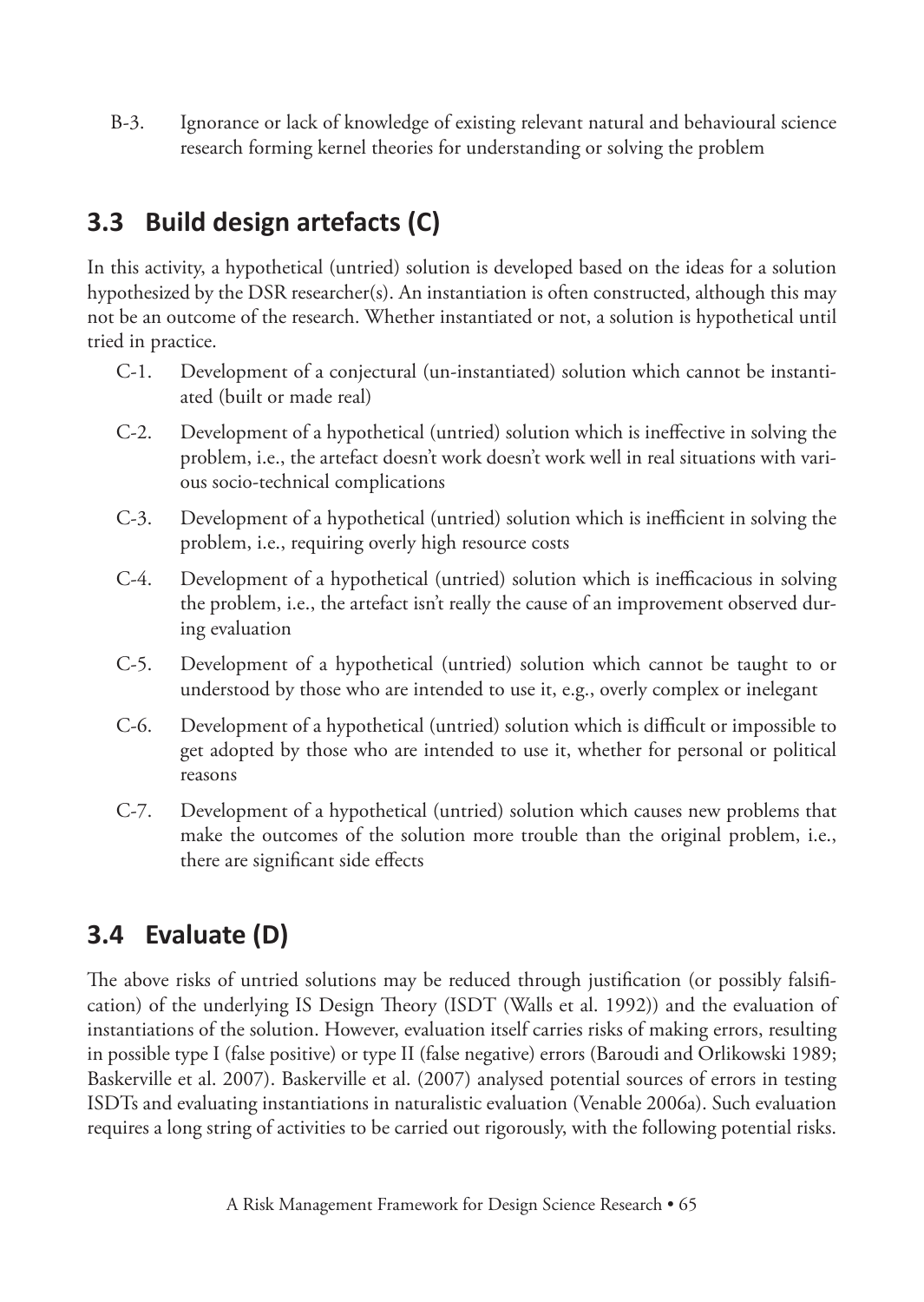B-3. Ignorance or lack of knowledge of existing relevant natural and behavioural science research forming kernel theories for understanding or solving the problem

## 3.3 Build design artefacts (C)

In this activity, a hypothetical (untried) solution is developed based on the ideas for a solution hypothesized by the DSR researcher(s). An instantiation is often constructed, although this may not be an outcome of the research. Whether instantiated or not, a solution is hypothetical until tried in practice.

C-1. Development of a conjectural (un-instantiated) solution which cannot be instantiated (built or made real)

C-2. Development of a hypothetical (untried) solution which is ineffective in solving the problem, i.e., the artefact doesn't work doesn't work well in real situations with various socio-technical complications

C-3. Development of a hypothetical (untried) solution which is inefficient in solving the problem, i.e., requiring overly high resource costs

C-4. Development of a hypothetical (untried) solution which is inefficacious in solving the problem, i.e., the artefact isn't really the cause of an improvement observed during evaluation

C-5. Development of a hypothetical (untried) solution which cannot be taught to or understood by those who are intended to use it, e.g., overly complex or inelegant

C-6. Development of a hypothetical (untried) solution which is difficult or impossible to get adopted by those who are intended to use it, whether for personal or political reasons

C-7. Development of a hypothetical (untried) solution which causes new problems that make the outcomes of the solution more trouble than the original problem, i.e., there are significant side effects

## 3.4 Evaluate (D)

The above risks of untried solutions may be reduced through justification (or possibly falsification) of the underlying IS Design Theory (ISDT (Walls et al. 1992)) and the evaluation of instantiations of the solution. However, evaluation itself carries risks of making errors, resulting in possible type I (false positive) or type II (false negative) errors (Baroudi and Orlikowski 1989; Baskerville et al. 2007). Baskerville et al. (2007) analysed potential sources of errors in testing ISDTs and evaluating instantiations in naturalistic evaluation (Venable 2006a). Such evaluation requires a long string of activities to be carried out rigorously, with the following potential risks.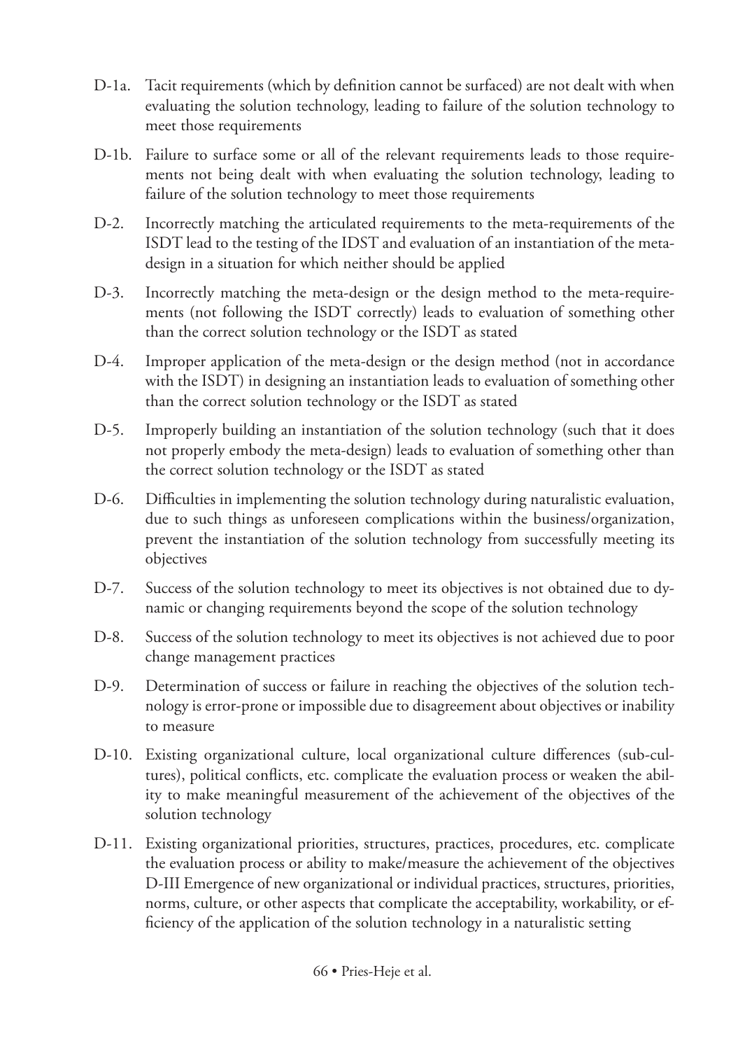D-1a. Tacit requirements (which by definition cannot be surfaced) are not dealt with when evaluating the solution technology, leading to failure of the solution technology to meet those requirements

D-1b. Failure to surface some or all of the relevant requirements leads to those requirements not being dealt with when evaluating the solution technology, leading to failure of the solution technology to meet those requirements

D-2. Incorrectly matching the articulated requirements to the meta-requirements of the ISDT lead to the testing of the IDST and evaluation of an instantiation of the meta-design in a situation for which neither should be applied

D-3. Incorrectly matching the meta-design or the design method to the meta-requirements (not following the ISDT correctly) leads to evaluation of something other than the correct solution technology or the ISDT as stated

D-4. Improper application of the meta-design or the design method (not in accordance with the ISDT) in designing an instantiation leads to evaluation of something other than the correct solution technology or the ISDT as stated

D-5. Improperly building an instantiation of the solution technology (such that it does not properly embody the meta-design) leads to evaluation of something other than the correct solution technology or the ISDT as stated

D-6. Difficulties in implementing the solution technology during naturalistic evaluation, due to such things as unforeseen complications within the business/organization, prevent the instantiation of the solution technology from successfully meeting its objectives

D-7. Success of the solution technology to meet its objectives is not obtained due to dynamic or changing requirements beyond the scope of the solution technology

D-8. Success of the solution technology to meet its objectives is not achieved due to poor change management practices

D-9. Determination of success or failure in reaching the objectives of the solution technology is error-prone or impossible due to disagreement about objectives or inability to measure

D-10. Existing organizational culture, local organizational culture differences (sub-cultures), political conflicts, etc. complicate the evaluation process or weaken the ability to make meaningful measurement of the achievement of the objectives of the solution technology

D-11. Existing organizational priorities, structures, practices, procedures, etc. complicate the evaluation process or ability to make/measure the achievement of the objectives D-III Emergence of new organizational or individual practices, structures, priorities, norms, culture, or other aspects that complicate the acceptability, workability, or efficiency of the application of the solution technology in a naturalistic setting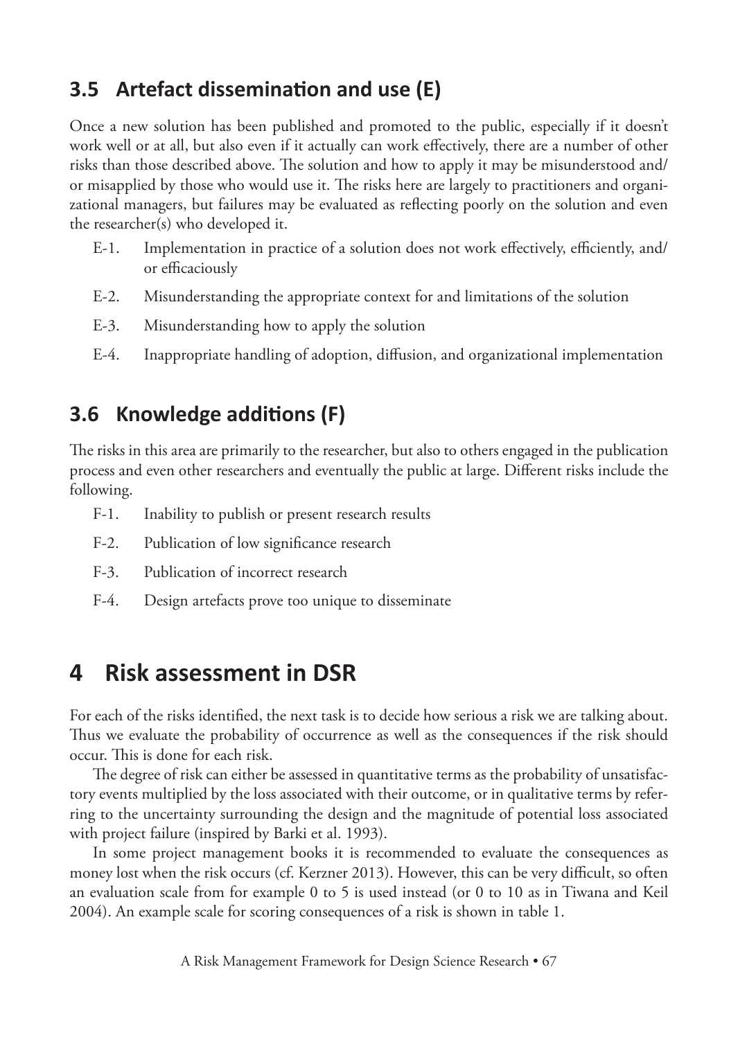## 3.5 Artefact dissemination and use (E)

Once a new solution has been published and promoted to the public, especially if it doesn't work well or at all, but also even if it actually can work effectively, there are a number of other risks than those described above. The solution and how to apply it may be misunderstood and/or misapplied by those who would use it. The risks here are largely to practitioners and organizational managers, but failures may be evaluated as reflecting poorly on the solution and even the researcher(s) who developed it.

- E-1. Implementation in practice of a solution does not work effectively, efficiently, and/or efficaciously
- E-2. Misunderstanding the appropriate context for and limitations of the solution
- E-3. Misunderstanding how to apply the solution
- E-4. Inappropriate handling of adoption, diffusion, and organizational implementation

## 3.6 Knowledge additions (F)

The risks in this area are primarily to the researcher, but also to others engaged in the publication process and even other researchers and eventually the public at large. Different risks include the following.

- F-1. Inability to publish or present research results
- F-2. Publication of low significance research
- F-3. Publication of incorrect research
- F-4. Design artefacts prove too unique to disseminate

# 4 Risk assessment in DSR

For each of the risks identified, the next task is to decide how serious a risk we are talking about. Thus we evaluate the probability of occurrence as well as the consequences if the risk should occur. This is done for each risk.

The degree of risk can either be assessed in quantitative terms as the probability of unsatisfactory events multiplied by the loss associated with their outcome, or in qualitative terms by referring to the uncertainty surrounding the design and the magnitude of potential loss associated with project failure (inspired by Barki et al. 1993).

In some project management books it is recommended to evaluate the consequences as money lost when the risk occurs (cf. Kerzner 2013). However, this can be very difficult, so often an evaluation scale from for example 0 to 5 is used instead (or 0 to 10 as in Tiwana and Keil 2004). An example scale for scoring consequences of a risk is shown in table 1.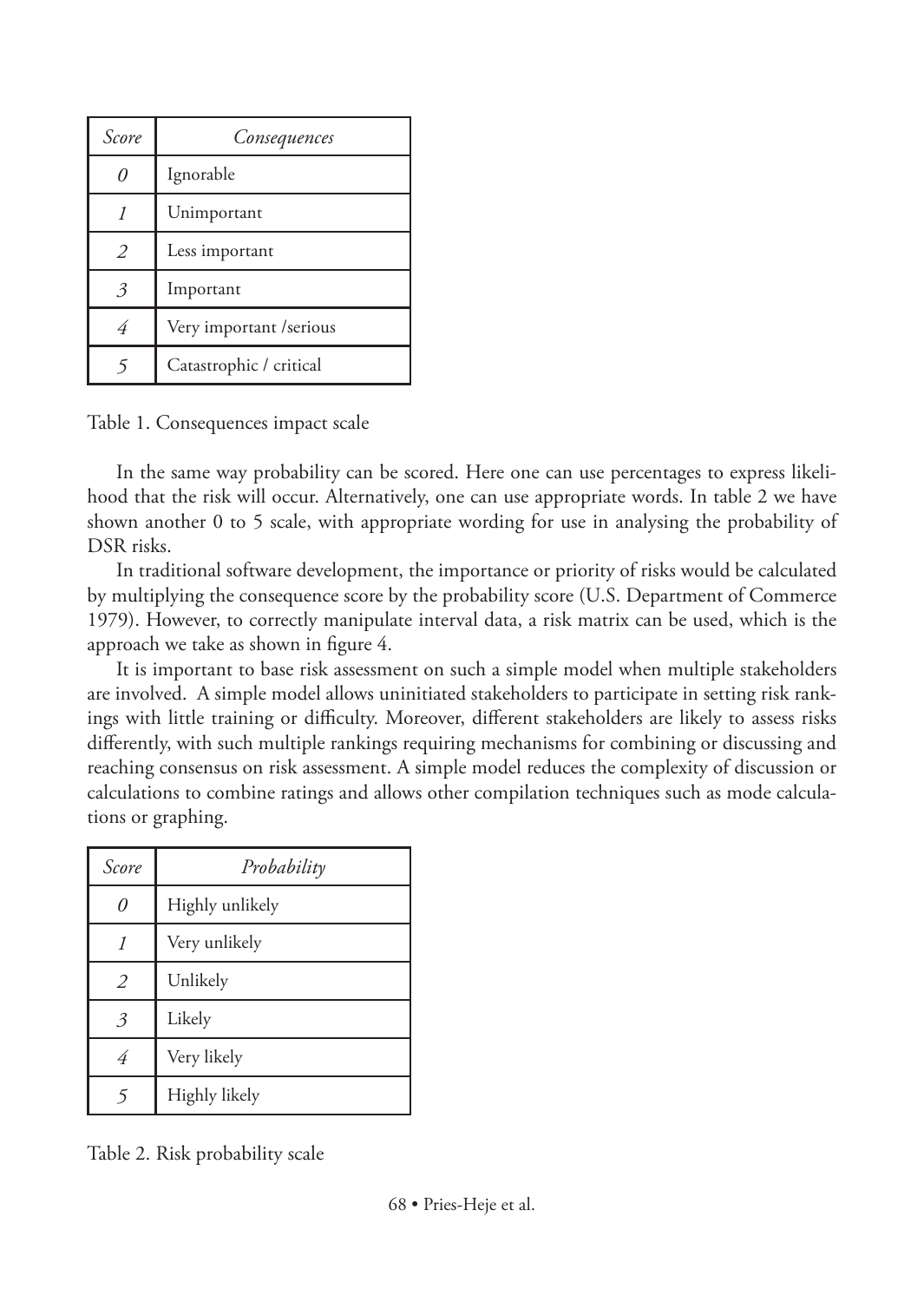| *Score* | *Consequences* |
|---|---|
| *0* | Ignorable |
| *1* | Unimportant |
| *2* | Less important |
| *3* | Important |
| *4* | Very important /serious |
| *5* | Catastrophic / critical |

Table 1. Consequences impact scale

In the same way probability can be scored. Here one can use percentages to express likelihood that the risk will occur. Alternatively, one can use appropriate words. In table 2 we have shown another 0 to 5 scale, with appropriate wording for use in analysing the probability of DSR risks.

In traditional software development, the importance or priority of risks would be calculated by multiplying the consequence score by the probability score (U.S. Department of Commerce 1979). However, to correctly manipulate interval data, a risk matrix can be used, which is the approach we take as shown in figure 4.

It is important to base risk assessment on such a simple model when multiple stakeholders are involved. A simple model allows uninitiated stakeholders to participate in setting risk rankings with little training or difficulty. Moreover, different stakeholders are likely to assess risks differently, with such multiple rankings requiring mechanisms for combining or discussing and reaching consensus on risk assessment. A simple model reduces the complexity of discussion or calculations to combine ratings and allows other compilation techniques such as mode calculations or graphing.

| *Score* | *Probability* |
|---|---|
| *0* | Highly unlikely |
| *1* | Very unlikely |
| *2* | Unlikely |
| *3* | Likely |
| *4* | Very likely |
| *5* | Highly likely |

Table 2. Risk probability scale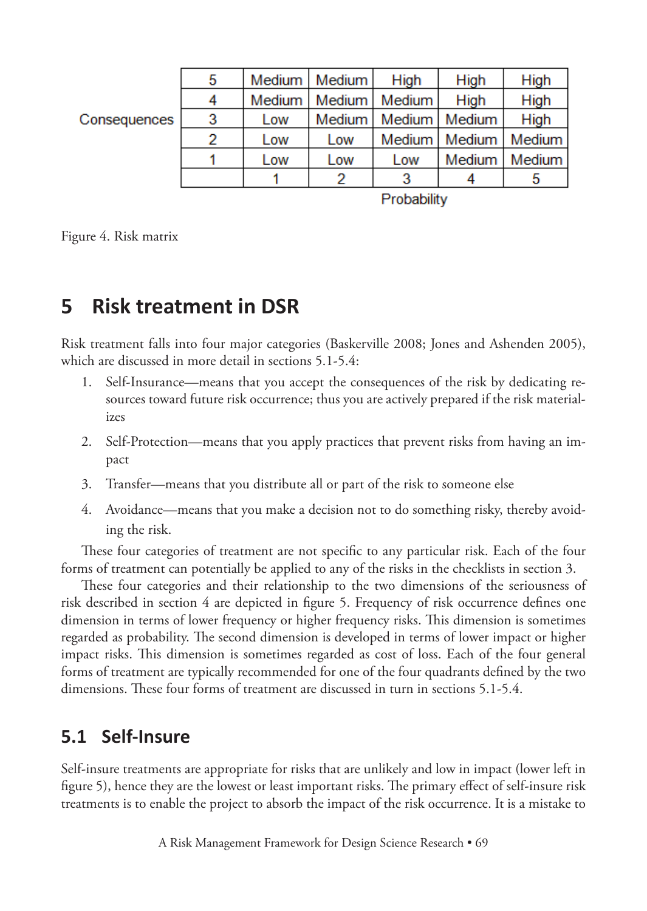| Consequences | | | | | | |
|---|---|---|---|---|---|---|
| | 5 | Medium | Medium | High | High | High |
| | 4 | Medium | Medium | Medium | High | High |
| | 3 | Low | Medium | Medium | Medium | High |
| | 2 | Low | Low | Medium | Medium | Medium |
| | 1 | Low | Low | Low | Medium | Medium |
| | | 1 | 2 | 3 | 4 | 5 |
| | | | | Probability | | |

Figure 4. Risk matrix

# 5 Risk treatment in DSR

Risk treatment falls into four major categories (Baskerville 2008; Jones and Ashenden 2005), which are discussed in more detail in sections 5.1-5.4:

1. Self-Insurance—means that you accept the consequences of the risk by dedicating resources toward future risk occurrence; thus you are actively prepared if the risk materializes
2. Self-Protection—means that you apply practices that prevent risks from having an impact
3. Transfer—means that you distribute all or part of the risk to someone else
4. Avoidance—means that you make a decision not to do something risky, thereby avoiding the risk.

These four categories of treatment are not specific to any particular risk. Each of the four forms of treatment can potentially be applied to any of the risks in the checklists in section 3.

These four categories and their relationship to the two dimensions of the seriousness of risk described in section 4 are depicted in figure 5. Frequency of risk occurrence defines one dimension in terms of lower frequency or higher frequency risks. This dimension is sometimes regarded as probability. The second dimension is developed in terms of lower impact or higher impact risks. This dimension is sometimes regarded as cost of loss. Each of the four general forms of treatment are typically recommended for one of the four quadrants defined by the two dimensions. These four forms of treatment are discussed in turn in sections 5.1-5.4.

## 5.1 Self-Insure

Self-insure treatments are appropriate for risks that are unlikely and low in impact (lower left in figure 5), hence they are the lowest or least important risks. The primary effect of self-insure risk treatments is to enable the project to absorb the impact of the risk occurrence. It is a mistake to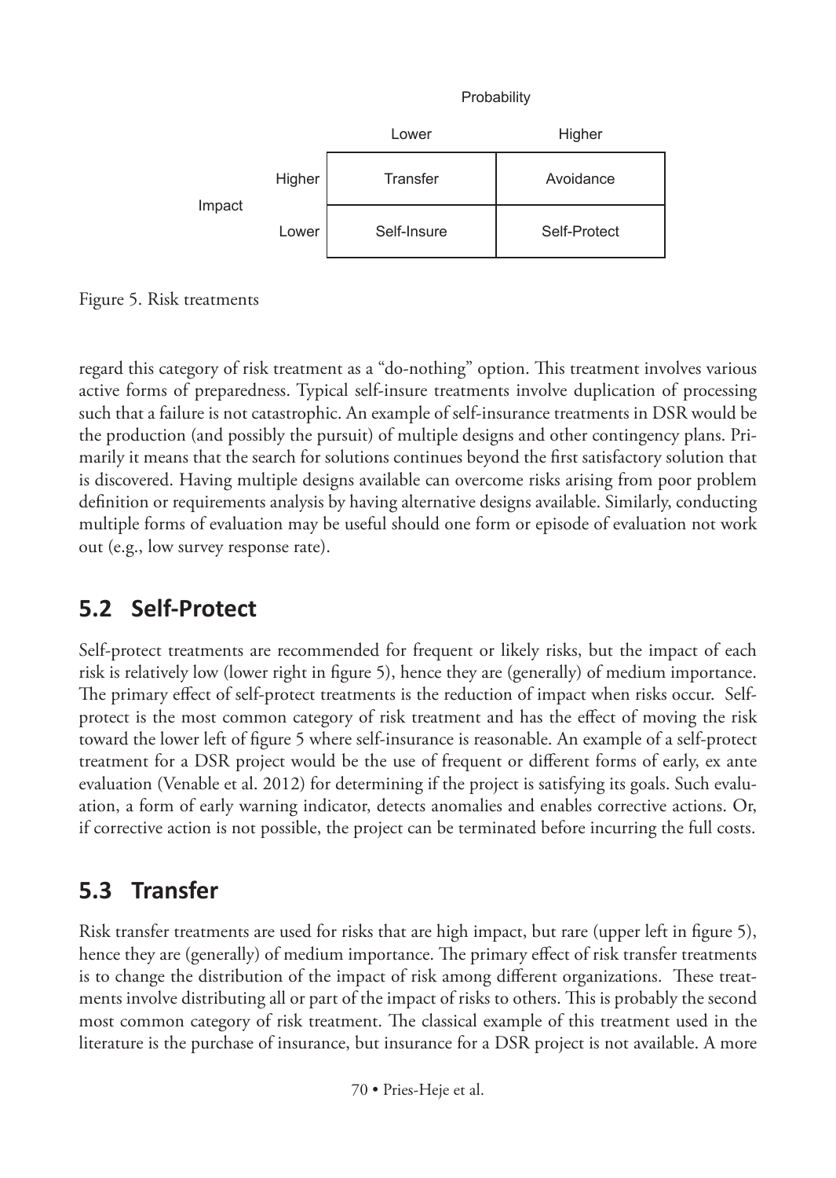| | | Probability | |
|---|---|---|---|
| | | Lower | Higher |
| Impact | Higher | Transfer | Avoidance |
| | Lower | Self-Insure | Self-Protect |

Figure 5. Risk treatments

regard this category of risk treatment as a "do-nothing" option. This treatment involves various active forms of preparedness. Typical self-insure treatments involve duplication of processing such that a failure is not catastrophic. An example of self-insurance treatments in DSR would be the production (and possibly the pursuit) of multiple designs and other contingency plans. Primarily it means that the search for solutions continues beyond the first satisfactory solution that is discovered. Having multiple designs available can overcome risks arising from poor problem definition or requirements analysis by having alternative designs available. Similarly, conducting multiple forms of evaluation may be useful should one form or episode of evaluation not work out (e.g., low survey response rate).

## 5.2 Self-Protect

Self-protect treatments are recommended for frequent or likely risks, but the impact of each risk is relatively low (lower right in figure 5), hence they are (generally) of medium importance. The primary effect of self-protect treatments is the reduction of impact when risks occur. Self-protect is the most common category of risk treatment and has the effect of moving the risk toward the lower left of figure 5 where self-insurance is reasonable. An example of a self-protect treatment for a DSR project would be the use of frequent or different forms of early, ex ante evaluation (Venable et al. 2012) for determining if the project is satisfying its goals. Such evaluation, a form of early warning indicator, detects anomalies and enables corrective actions. Or, if corrective action is not possible, the project can be terminated before incurring the full costs.

## 5.3 Transfer

Risk transfer treatments are used for risks that are high impact, but rare (upper left in figure 5), hence they are (generally) of medium importance. The primary effect of risk transfer treatments is to change the distribution of the impact of risk among different organizations. These treatments involve distributing all or part of the impact of risks to others. This is probably the second most common category of risk treatment. The classical example of this treatment used in the literature is the purchase of insurance, but insurance for a DSR project is not available. A more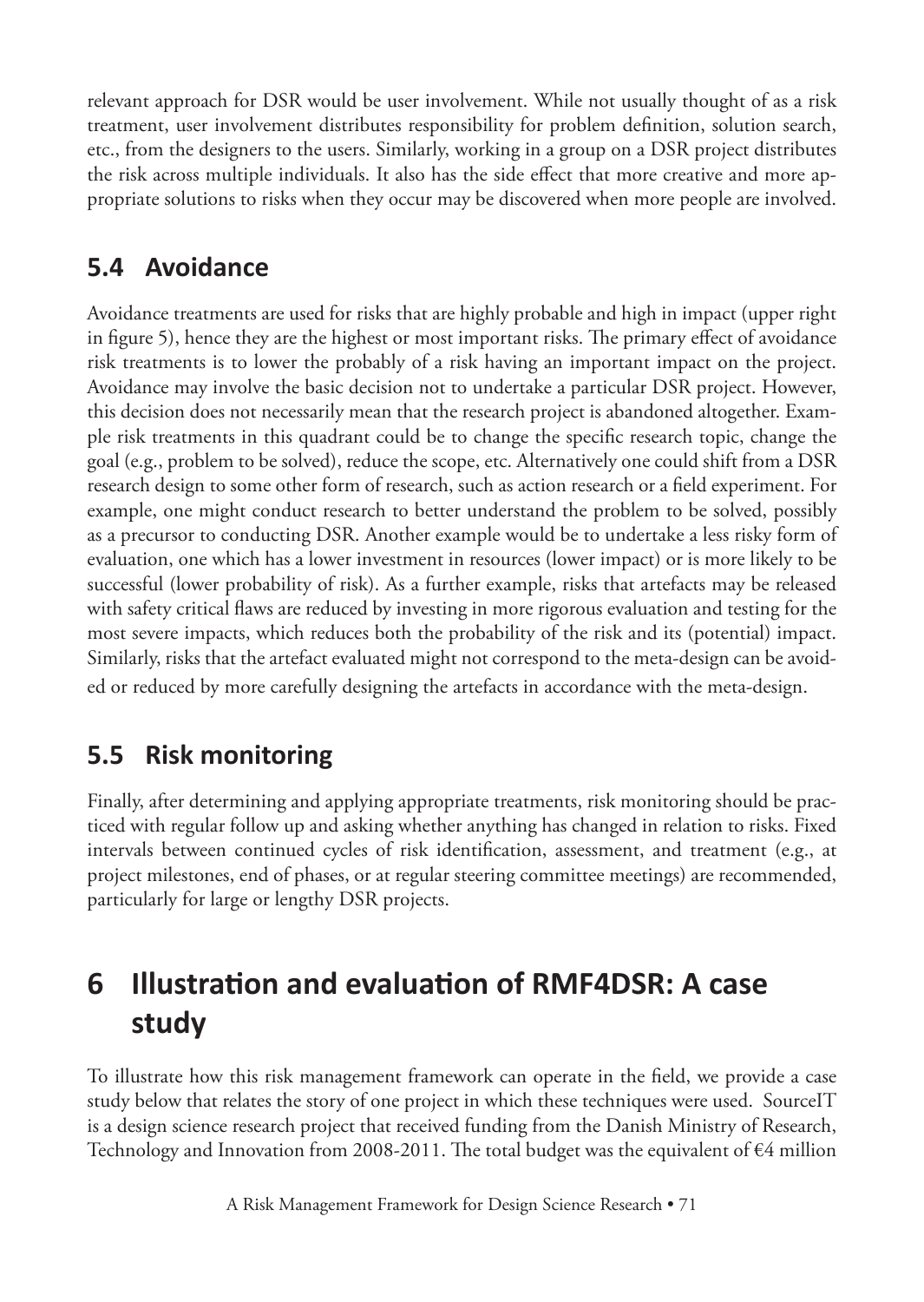relevant approach for DSR would be user involvement. While not usually thought of as a risk treatment, user involvement distributes responsibility for problem definition, solution search, etc., from the designers to the users. Similarly, working in a group on a DSR project distributes the risk across multiple individuals. It also has the side effect that more creative and more appropriate solutions to risks when they occur may be discovered when more people are involved.

## 5.4 Avoidance

Avoidance treatments are used for risks that are highly probable and high in impact (upper right in figure 5), hence they are the highest or most important risks. The primary effect of avoidance risk treatments is to lower the probably of a risk having an important impact on the project. Avoidance may involve the basic decision not to undertake a particular DSR project. However, this decision does not necessarily mean that the research project is abandoned altogether. Example risk treatments in this quadrant could be to change the specific research topic, change the goal (e.g., problem to be solved), reduce the scope, etc. Alternatively one could shift from a DSR research design to some other form of research, such as action research or a field experiment. For example, one might conduct research to better understand the problem to be solved, possibly as a precursor to conducting DSR. Another example would be to undertake a less risky form of evaluation, one which has a lower investment in resources (lower impact) or is more likely to be successful (lower probability of risk). As a further example, risks that artefacts may be released with safety critical flaws are reduced by investing in more rigorous evaluation and testing for the most severe impacts, which reduces both the probability of the risk and its (potential) impact. Similarly, risks that the artefact evaluated might not correspond to the meta-design can be avoided or reduced by more carefully designing the artefacts in accordance with the meta-design.

## 5.5 Risk monitoring

Finally, after determining and applying appropriate treatments, risk monitoring should be practiced with regular follow up and asking whether anything has changed in relation to risks. Fixed intervals between continued cycles of risk identification, assessment, and treatment (e.g., at project milestones, end of phases, or at regular steering committee meetings) are recommended, particularly for large or lengthy DSR projects.

# 6 Illustration and evaluation of RMF4DSR: A case study

To illustrate how this risk management framework can operate in the field, we provide a case study below that relates the story of one project in which these techniques were used. SourceIT is a design science research project that received funding from the Danish Ministry of Research, Technology and Innovation from 2008-2011. The total budget was the equivalent of €4 million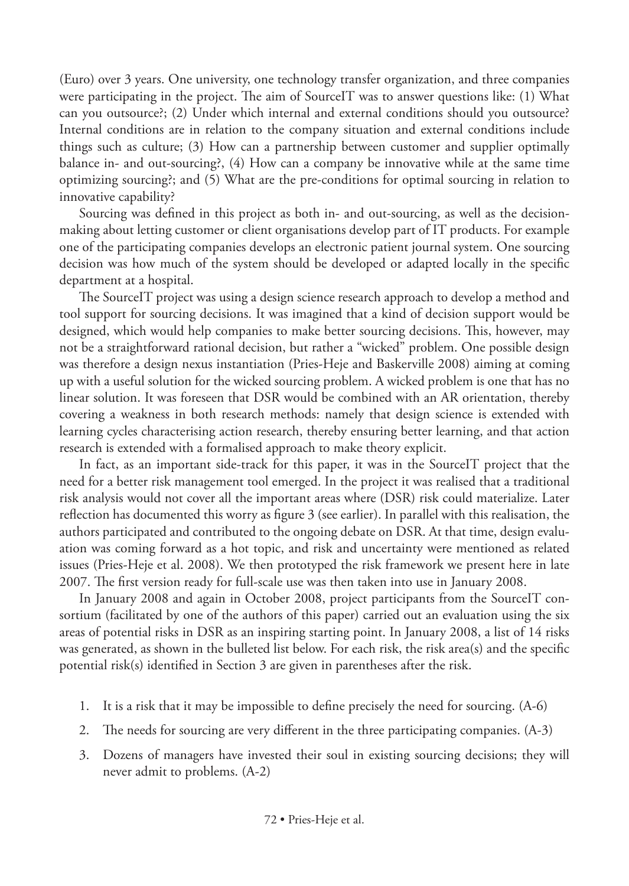(Euro) over 3 years. One university, one technology transfer organization, and three companies were participating in the project. The aim of SourceIT was to answer questions like: (1) What can you outsource?; (2) Under which internal and external conditions should you outsource? Internal conditions are in relation to the company situation and external conditions include things such as culture; (3) How can a partnership between customer and supplier optimally balance in- and out-sourcing?, (4) How can a company be innovative while at the same time optimizing sourcing?; and (5) What are the pre-conditions for optimal sourcing in relation to innovative capability?

Sourcing was defined in this project as both in- and out-sourcing, as well as the decision-making about letting customer or client organisations develop part of IT products. For example one of the participating companies develops an electronic patient journal system. One sourcing decision was how much of the system should be developed or adapted locally in the specific department at a hospital.

The SourceIT project was using a design science research approach to develop a method and tool support for sourcing decisions. It was imagined that a kind of decision support would be designed, which would help companies to make better sourcing decisions. This, however, may not be a straightforward rational decision, but rather a "wicked" problem. One possible design was therefore a design nexus instantiation (Pries-Heje and Baskerville 2008) aiming at coming up with a useful solution for the wicked sourcing problem. A wicked problem is one that has no linear solution. It was foreseen that DSR would be combined with an AR orientation, thereby covering a weakness in both research methods: namely that design science is extended with learning cycles characterising action research, thereby ensuring better learning, and that action research is extended with a formalised approach to make theory explicit.

In fact, as an important side-track for this paper, it was in the SourceIT project that the need for a better risk management tool emerged. In the project it was realised that a traditional risk analysis would not cover all the important areas where (DSR) risk could materialize. Later reflection has documented this worry as figure 3 (see earlier). In parallel with this realisation, the authors participated and contributed to the ongoing debate on DSR. At that time, design evaluation was coming forward as a hot topic, and risk and uncertainty were mentioned as related issues (Pries-Heje et al. 2008). We then prototyped the risk framework we present here in late 2007. The first version ready for full-scale use was then taken into use in January 2008.

In January 2008 and again in October 2008, project participants from the SourceIT consortium (facilitated by one of the authors of this paper) carried out an evaluation using the six areas of potential risks in DSR as an inspiring starting point. In January 2008, a list of 14 risks was generated, as shown in the bulleted list below. For each risk, the risk area(s) and the specific potential risk(s) identified in Section 3 are given in parentheses after the risk.

1. It is a risk that it may be impossible to define precisely the need for sourcing. (A-6)
2. The needs for sourcing are very different in the three participating companies. (A-3)
3. Dozens of managers have invested their soul in existing sourcing decisions; they will never admit to problems. (A-2)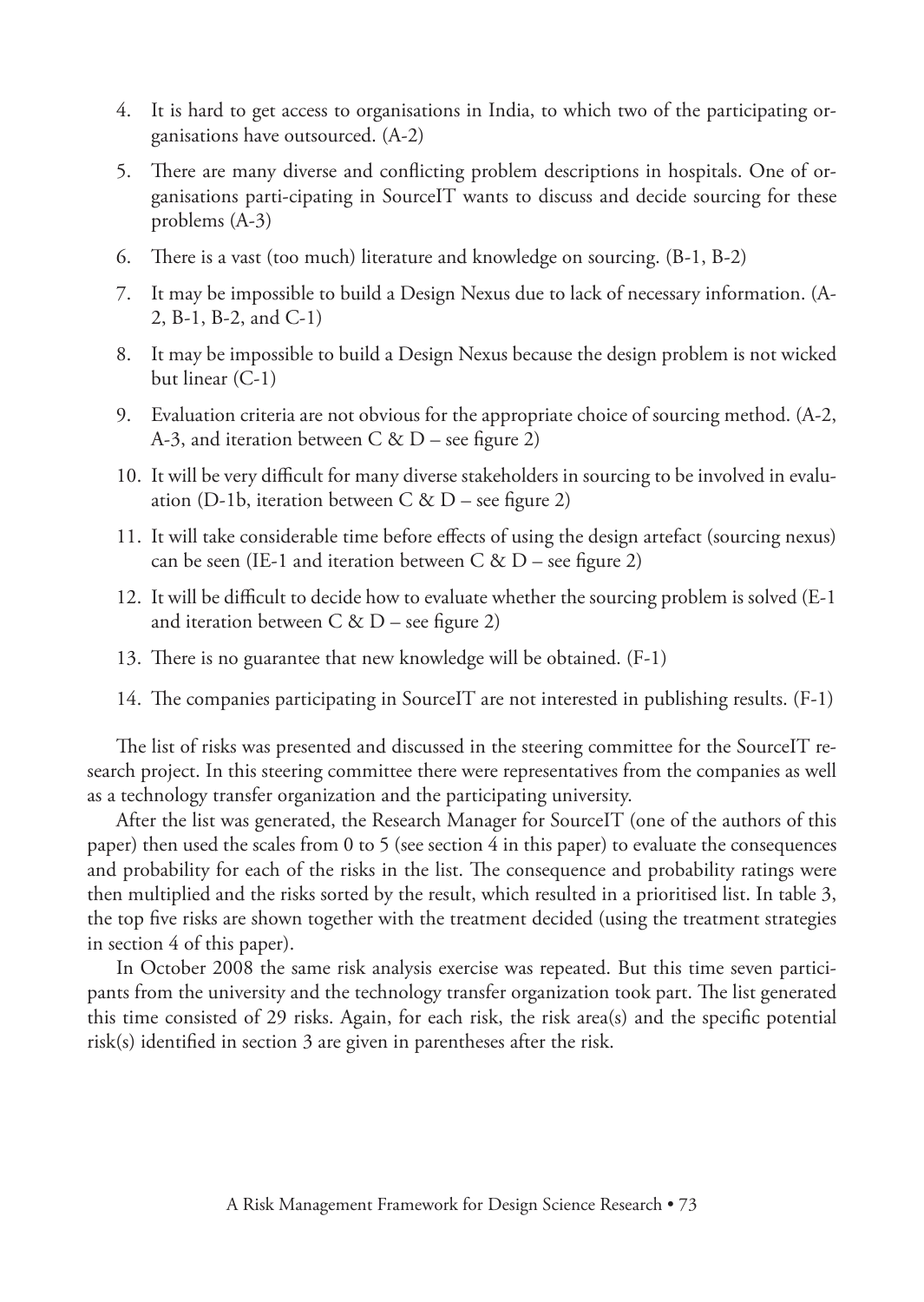4. It is hard to get access to organisations in India, to which two of the participating organisations have outsourced. (A-2)
5. There are many diverse and conflicting problem descriptions in hospitals. One of organisations parti-cipating in SourceIT wants to discuss and decide sourcing for these problems (A-3)
6. There is a vast (too much) literature and knowledge on sourcing. (B-1, B-2)
7. It may be impossible to build a Design Nexus due to lack of necessary information. (A-2, B-1, B-2, and C-1)
8. It may be impossible to build a Design Nexus because the design problem is not wicked but linear (C-1)
9. Evaluation criteria are not obvious for the appropriate choice of sourcing method. (A-2, A-3, and iteration between C & D – see figure 2)
10. It will be very difficult for many diverse stakeholders in sourcing to be involved in evaluation (D-1b, iteration between C & D – see figure 2)
11. It will take considerable time before effects of using the design artefact (sourcing nexus) can be seen (IE-1 and iteration between C & D – see figure 2)
12. It will be difficult to decide how to evaluate whether the sourcing problem is solved (E-1 and iteration between C & D – see figure 2)
13. There is no guarantee that new knowledge will be obtained. (F-1)
14. The companies participating in SourceIT are not interested in publishing results. (F-1)

The list of risks was presented and discussed in the steering committee for the SourceIT research project. In this steering committee there were representatives from the companies as well as a technology transfer organization and the participating university.

After the list was generated, the Research Manager for SourceIT (one of the authors of this paper) then used the scales from 0 to 5 (see section 4 in this paper) to evaluate the consequences and probability for each of the risks in the list. The consequence and probability ratings were then multiplied and the risks sorted by the result, which resulted in a prioritised list. In table 3, the top five risks are shown together with the treatment decided (using the treatment strategies in section 4 of this paper).

In October 2008 the same risk analysis exercise was repeated. But this time seven participants from the university and the technology transfer organization took part. The list generated this time consisted of 29 risks. Again, for each risk, the risk area(s) and the specific potential risk(s) identified in section 3 are given in parentheses after the risk.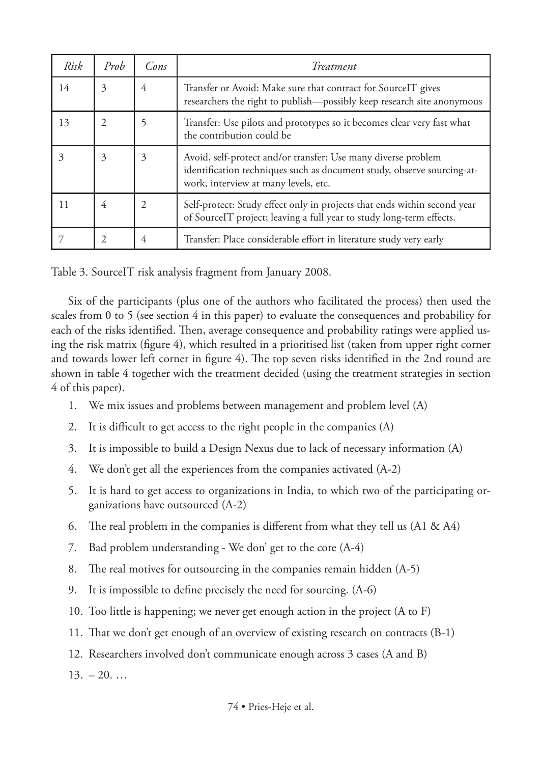| *Risk* | *Prob* | *Cons* | *Treatment* |
|---|---|---|---|
| 14 | 3 | 4 | Transfer or Avoid: Make sure that contract for SourceIT gives researchers the right to publish—possibly keep research site anonymous |
| 13 | 2 | 5 | Transfer: Use pilots and prototypes so it becomes clear very fast what the contribution could be |
| 3 | 3 | 3 | Avoid, self-protect and/or transfer: Use many diverse problem identification techniques such as document study, observe sourcing-at-work, interview at many levels, etc. |
| 11 | 4 | 2 | Self-protect: Study effect only in projects that ends within second year of SourceIT project; leaving a full year to study long-term effects. |
| 7 | 2 | 4 | Transfer: Place considerable effort in literature study very early |

Table 3. SourceIT risk analysis fragment from January 2008.

Six of the participants (plus one of the authors who facilitated the process) then used the scales from 0 to 5 (see section 4 in this paper) to evaluate the consequences and probability for each of the risks identified. Then, average consequence and probability ratings were applied using the risk matrix (figure 4), which resulted in a prioritised list (taken from upper right corner and towards lower left corner in figure 4). The top seven risks identified in the 2nd round are shown in table 4 together with the treatment decided (using the treatment strategies in section 4 of this paper).

1. We mix issues and problems between management and problem level (A)
2. It is difficult to get access to the right people in the companies (A)
3. It is impossible to build a Design Nexus due to lack of necessary information (A)
4. We don't get all the experiences from the companies activated (A-2)
5. It is hard to get access to organizations in India, to which two of the participating organizations have outsourced (A-2)
6. The real problem in the companies is different from what they tell us (A1 & A4)
7. Bad problem understanding - We don' get to the core (A-4)
8. The real motives for outsourcing in the companies remain hidden (A-5)
9. It is impossible to define precisely the need for sourcing. (A-6)
10. Too little is happening; we never get enough action in the project (A to F)
11. That we don't get enough of an overview of existing research on contracts (B-1)
12. Researchers involved don't communicate enough across 3 cases (A and B)

13. – 20. …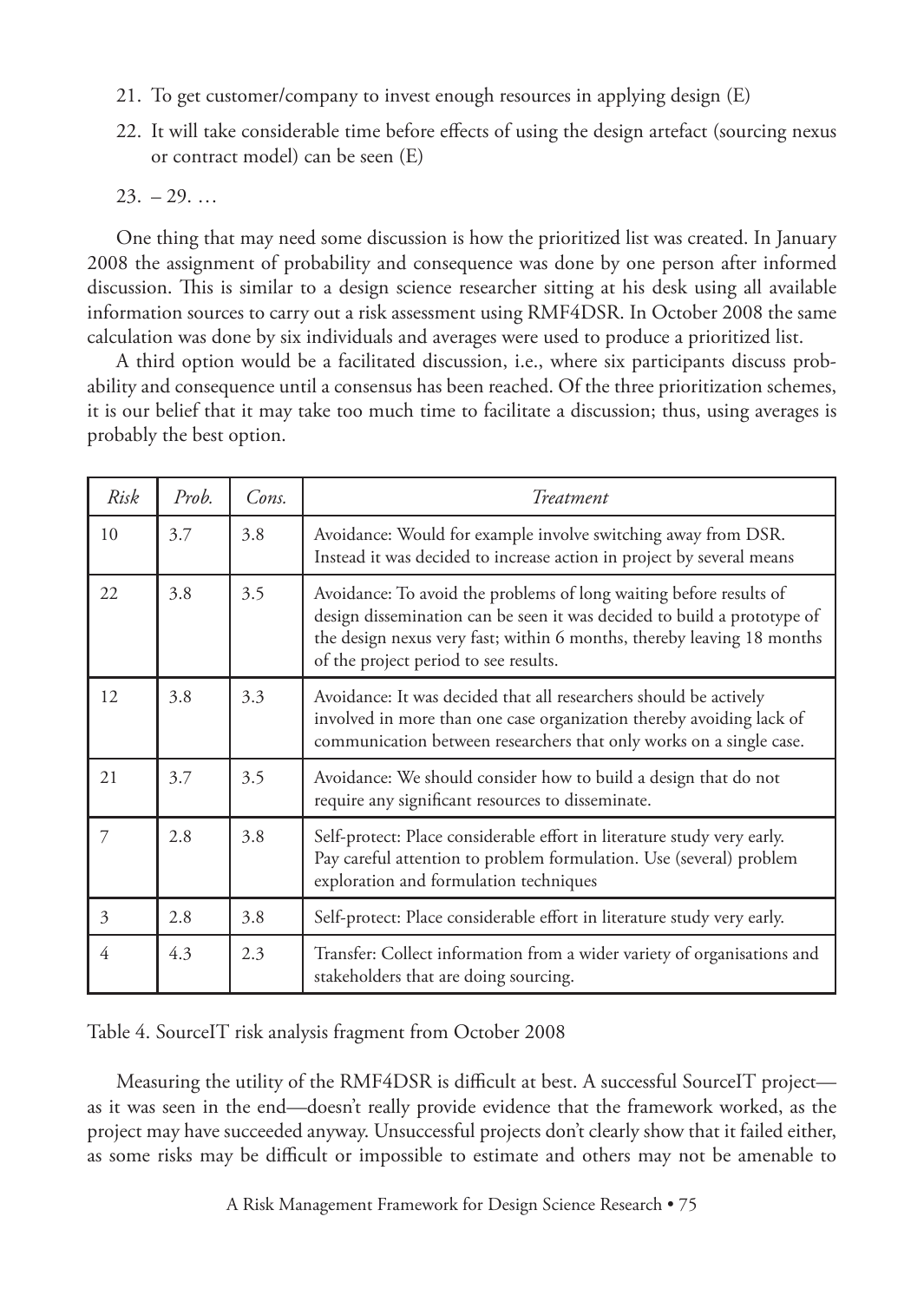21. To get customer/company to invest enough resources in applying design (E)
22. It will take considerable time before effects of using the design artefact (sourcing nexus or contract model) can be seen (E)
23. – 29. …

One thing that may need some discussion is how the prioritized list was created. In January 2008 the assignment of probability and consequence was done by one person after informed discussion. This is similar to a design science researcher sitting at his desk using all available information sources to carry out a risk assessment using RMF4DSR. In October 2008 the same calculation was done by six individuals and averages were used to produce a prioritized list.

A third option would be a facilitated discussion, i.e., where six participants discuss probability and consequence until a consensus has been reached. Of the three prioritization schemes, it is our belief that it may take too much time to facilitate a discussion; thus, using averages is probably the best option.

| *Risk* | *Prob.* | *Cons.* | *Treatment* |
|---|---|---|---|
| 10 | 3.7 | 3.8 | Avoidance: Would for example involve switching away from DSR. Instead it was decided to increase action in project by several means |
| 22 | 3.8 | 3.5 | Avoidance: To avoid the problems of long waiting before results of design dissemination can be seen it was decided to build a prototype of the design nexus very fast; within 6 months, thereby leaving 18 months of the project period to see results. |
| 12 | 3.8 | 3.3 | Avoidance: It was decided that all researchers should be actively involved in more than one case organization thereby avoiding lack of communication between researchers that only works on a single case. |
| 21 | 3.7 | 3.5 | Avoidance: We should consider how to build a design that do not require any significant resources to disseminate. |
| 7 | 2.8 | 3.8 | Self-protect: Place considerable effort in literature study very early. Pay careful attention to problem formulation. Use (several) problem exploration and formulation techniques |
| 3 | 2.8 | 3.8 | Self-protect: Place considerable effort in literature study very early. |
| 4 | 4.3 | 2.3 | Transfer: Collect information from a wider variety of organisations and stakeholders that are doing sourcing. |

Table 4. SourceIT risk analysis fragment from October 2008

Measuring the utility of the RMF4DSR is difficult at best. A successful SourceIT project—as it was seen in the end—doesn't really provide evidence that the framework worked, as the project may have succeeded anyway. Unsuccessful projects don't clearly show that it failed either, as some risks may be difficult or impossible to estimate and others may not be amenable to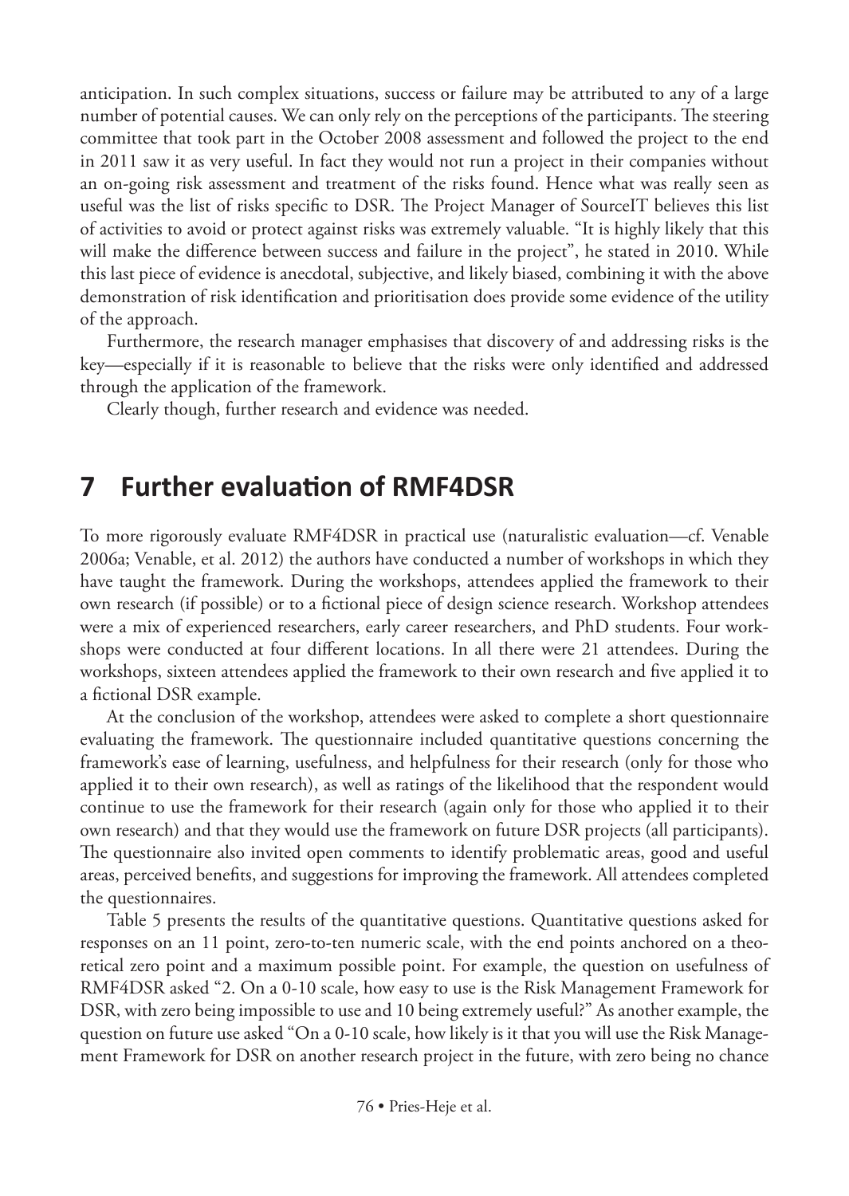anticipation. In such complex situations, success or failure may be attributed to any of a large number of potential causes. We can only rely on the perceptions of the participants. The steering committee that took part in the October 2008 assessment and followed the project to the end in 2011 saw it as very useful. In fact they would not run a project in their companies without an on-going risk assessment and treatment of the risks found. Hence what was really seen as useful was the list of risks specific to DSR. The Project Manager of SourceIT believes this list of activities to avoid or protect against risks was extremely valuable. "It is highly likely that this will make the difference between success and failure in the project", he stated in 2010. While this last piece of evidence is anecdotal, subjective, and likely biased, combining it with the above demonstration of risk identification and prioritisation does provide some evidence of the utility of the approach.

Furthermore, the research manager emphasises that discovery of and addressing risks is the key—especially if it is reasonable to believe that the risks were only identified and addressed through the application of the framework.

Clearly though, further research and evidence was needed.

## 7 Further evaluation of RMF4DSR

To more rigorously evaluate RMF4DSR in practical use (naturalistic evaluation—cf. Venable 2006a; Venable, et al. 2012) the authors have conducted a number of workshops in which they have taught the framework. During the workshops, attendees applied the framework to their own research (if possible) or to a fictional piece of design science research. Workshop attendees were a mix of experienced researchers, early career researchers, and PhD students. Four workshops were conducted at four different locations. In all there were 21 attendees. During the workshops, sixteen attendees applied the framework to their own research and five applied it to a fictional DSR example.

At the conclusion of the workshop, attendees were asked to complete a short questionnaire evaluating the framework. The questionnaire included quantitative questions concerning the framework's ease of learning, usefulness, and helpfulness for their research (only for those who applied it to their own research), as well as ratings of the likelihood that the respondent would continue to use the framework for their research (again only for those who applied it to their own research) and that they would use the framework on future DSR projects (all participants). The questionnaire also invited open comments to identify problematic areas, good and useful areas, perceived benefits, and suggestions for improving the framework. All attendees completed the questionnaires.

Table 5 presents the results of the quantitative questions. Quantitative questions asked for responses on an 11 point, zero-to-ten numeric scale, with the end points anchored on a theoretical zero point and a maximum possible point. For example, the question on usefulness of RMF4DSR asked "2. On a 0-10 scale, how easy to use is the Risk Management Framework for DSR, with zero being impossible to use and 10 being extremely useful?" As another example, the question on future use asked "On a 0-10 scale, how likely is it that you will use the Risk Management Framework for DSR on another research project in the future, with zero being no chance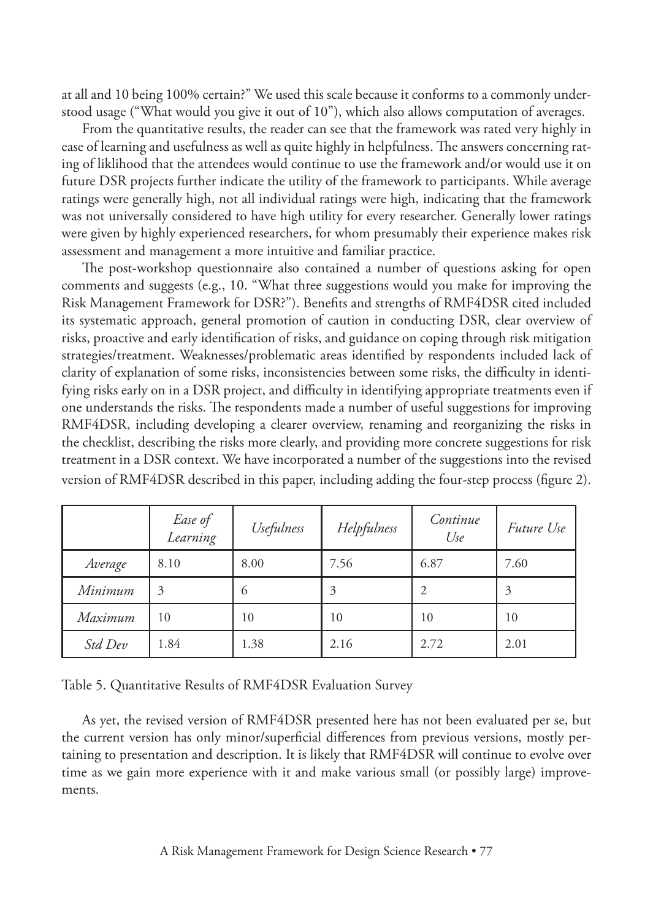at all and 10 being 100% certain?" We used this scale because it conforms to a commonly understood usage ("What would you give it out of 10"), which also allows computation of averages.

From the quantitative results, the reader can see that the framework was rated very highly in ease of learning and usefulness as well as quite highly in helpfulness. The answers concerning rating of liklihood that the attendees would continue to use the framework and/or would use it on future DSR projects further indicate the utility of the framework to participants. While average ratings were generally high, not all individual ratings were high, indicating that the framework was not universally considered to have high utility for every researcher. Generally lower ratings were given by highly experienced researchers, for whom presumably their experience makes risk assessment and management a more intuitive and familiar practice.

The post-workshop questionnaire also contained a number of questions asking for open comments and suggests (e.g., 10. "What three suggestions would you make for improving the Risk Management Framework for DSR?"). Benefits and strengths of RMF4DSR cited included its systematic approach, general promotion of caution in conducting DSR, clear overview of risks, proactive and early identification of risks, and guidance on coping through risk mitigation strategies/treatment. Weaknesses/problematic areas identified by respondents included lack of clarity of explanation of some risks, inconsistencies between some risks, the difficulty in identifying risks early on in a DSR project, and difficulty in identifying appropriate treatments even if one understands the risks. The respondents made a number of useful suggestions for improving RMF4DSR, including developing a clearer overview, renaming and reorganizing the risks in the checklist, describing the risks more clearly, and providing more concrete suggestions for risk treatment in a DSR context. We have incorporated a number of the suggestions into the revised version of RMF4DSR described in this paper, including adding the four-step process (figure 2).

| | *Ease of Learning* | *Usefulness* | *Helpfulness* | *Continue Use* | *Future Use* |
|---|---|---|---|---|---|
| *Average* | 8.10 | 8.00 | 7.56 | 6.87 | 7.60 |
| *Minimum* | 3 | 6 | 3 | 2 | 3 |
| *Maximum* | 10 | 10 | 10 | 10 | 10 |
| *Std Dev* | 1.84 | 1.38 | 2.16 | 2.72 | 2.01 |

Table 5. Quantitative Results of RMF4DSR Evaluation Survey

As yet, the revised version of RMF4DSR presented here has not been evaluated per se, but the current version has only minor/superficial differences from previous versions, mostly pertaining to presentation and description. It is likely that RMF4DSR will continue to evolve over time as we gain more experience with it and make various small (or possibly large) improvements.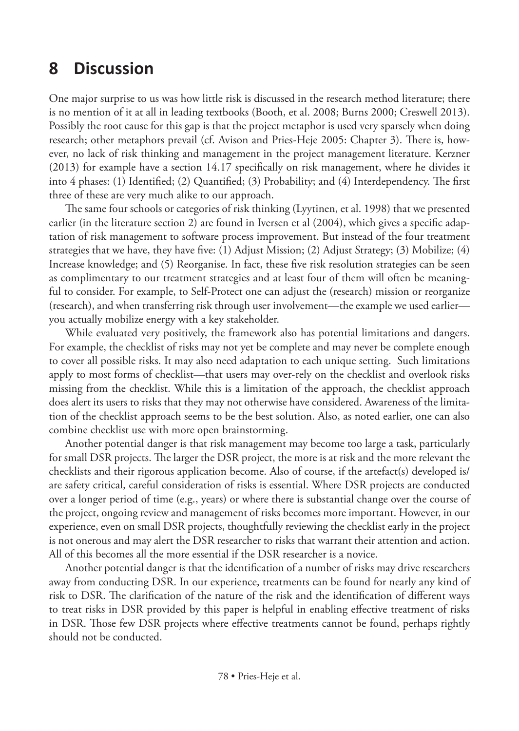# 8 Discussion

One major surprise to us was how little risk is discussed in the research method literature; there is no mention of it at all in leading textbooks (Booth, et al. 2008; Burns 2000; Creswell 2013). Possibly the root cause for this gap is that the project metaphor is used very sparsely when doing research; other metaphors prevail (cf. Avison and Pries-Heje 2005: Chapter 3). There is, however, no lack of risk thinking and management in the project management literature. Kerzner (2013) for example have a section 14.17 specifically on risk management, where he divides it into 4 phases: (1) Identified; (2) Quantified; (3) Probability; and (4) Interdependency. The first three of these are very much alike to our approach.

The same four schools or categories of risk thinking (Lyytinen, et al. 1998) that we presented earlier (in the literature section 2) are found in Iversen et al (2004), which gives a specific adaptation of risk management to software process improvement. But instead of the four treatment strategies that we have, they have five: (1) Adjust Mission; (2) Adjust Strategy; (3) Mobilize; (4) Increase knowledge; and (5) Reorganise. In fact, these five risk resolution strategies can be seen as complimentary to our treatment strategies and at least four of them will often be meaningful to consider. For example, to Self-Protect one can adjust the (research) mission or reorganize (research), and when transferring risk through user involvement—the example we used earlier—you actually mobilize energy with a key stakeholder.

While evaluated very positively, the framework also has potential limitations and dangers. For example, the checklist of risks may not yet be complete and may never be complete enough to cover all possible risks. It may also need adaptation to each unique setting. Such limitations apply to most forms of checklist—that users may over-rely on the checklist and overlook risks missing from the checklist. While this is a limitation of the approach, the checklist approach does alert its users to risks that they may not otherwise have considered. Awareness of the limitation of the checklist approach seems to be the best solution. Also, as noted earlier, one can also combine checklist use with more open brainstorming.

Another potential danger is that risk management may become too large a task, particularly for small DSR projects. The larger the DSR project, the more is at risk and the more relevant the checklists and their rigorous application become. Also of course, if the artefact(s) developed is/are safety critical, careful consideration of risks is essential. Where DSR projects are conducted over a longer period of time (e.g., years) or where there is substantial change over the course of the project, ongoing review and management of risks becomes more important. However, in our experience, even on small DSR projects, thoughtfully reviewing the checklist early in the project is not onerous and may alert the DSR researcher to risks that warrant their attention and action. All of this becomes all the more essential if the DSR researcher is a novice.

Another potential danger is that the identification of a number of risks may drive researchers away from conducting DSR. In our experience, treatments can be found for nearly any kind of risk to DSR. The clarification of the nature of the risk and the identification of different ways to treat risks in DSR provided by this paper is helpful in enabling effective treatment of risks in DSR. Those few DSR projects where effective treatments cannot be found, perhaps rightly should not be conducted.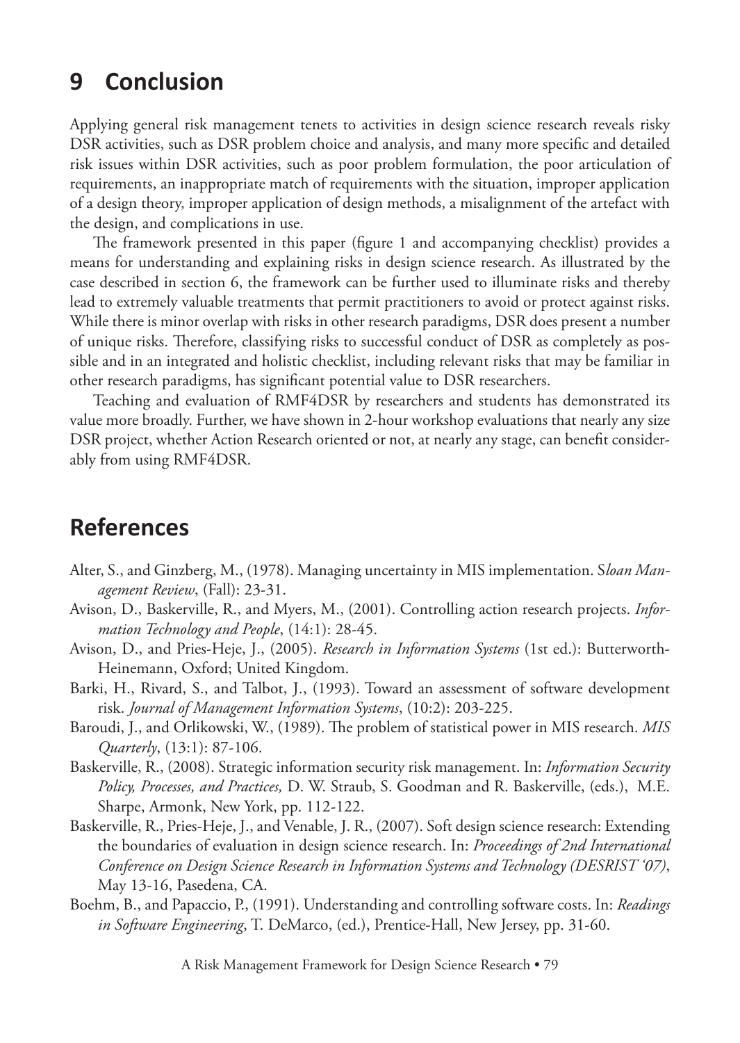## 9 Conclusion

Applying general risk management tenets to activities in design science research reveals risky DSR activities, such as DSR problem choice and analysis, and many more specific and detailed risk issues within DSR activities, such as poor problem formulation, the poor articulation of requirements, an inappropriate match of requirements with the situation, improper application of a design theory, improper application of design methods, a misalignment of the artefact with the design, and complications in use.

The framework presented in this paper (figure 1 and accompanying checklist) provides a means for understanding and explaining risks in design science research. As illustrated by the case described in section 6, the framework can be further used to illuminate risks and thereby lead to extremely valuable treatments that permit practitioners to avoid or protect against risks. While there is minor overlap with risks in other research paradigms, DSR does present a number of unique risks. Therefore, classifying risks to successful conduct of DSR as completely as possible and in an integrated and holistic checklist, including relevant risks that may be familiar in other research paradigms, has significant potential value to DSR researchers.

Teaching and evaluation of RMF4DSR by researchers and students has demonstrated its value more broadly. Further, we have shown in 2-hour workshop evaluations that nearly any size DSR project, whether Action Research oriented or not, at nearly any stage, can benefit considerably from using RMF4DSR.

## References

Alter, S., and Ginzberg, M., (1978). Managing uncertainty in MIS implementation. S*loan Management Review*, (Fall): 23-31.

Avison, D., Baskerville, R., and Myers, M., (2001). Controlling action research projects. *Information Technology and People*, (14:1): 28-45.

Avison, D., and Pries-Heje, J., (2005). *Research in Information Systems* (1st ed.): Butterworth-Heinemann, Oxford; United Kingdom.

Barki, H., Rivard, S., and Talbot, J., (1993). Toward an assessment of software development risk. *Journal of Management Information Systems*, (10:2): 203-225.

Baroudi, J., and Orlikowski, W., (1989). The problem of statistical power in MIS research. *MIS Quarterly*, (13:1): 87-106.

Baskerville, R., (2008). Strategic information security risk management. In: *Information Security Policy, Processes, and Practices,* D. W. Straub, S. Goodman and R. Baskerville, (eds.), M.E. Sharpe, Armonk, New York, pp. 112-122.

Baskerville, R., Pries-Heje, J., and Venable, J. R., (2007). Soft design science research: Extending the boundaries of evaluation in design science research. In: *Proceedings of 2nd International Conference on Design Science Research in Information Systems and Technology (DESRIST '07)*, May 13-16, Pasedena, CA.

Boehm, B., and Papaccio, P., (1991). Understanding and controlling software costs. In: *Readings in Software Engineering*, T. DeMarco, (ed.), Prentice-Hall, New Jersey, pp. 31-60.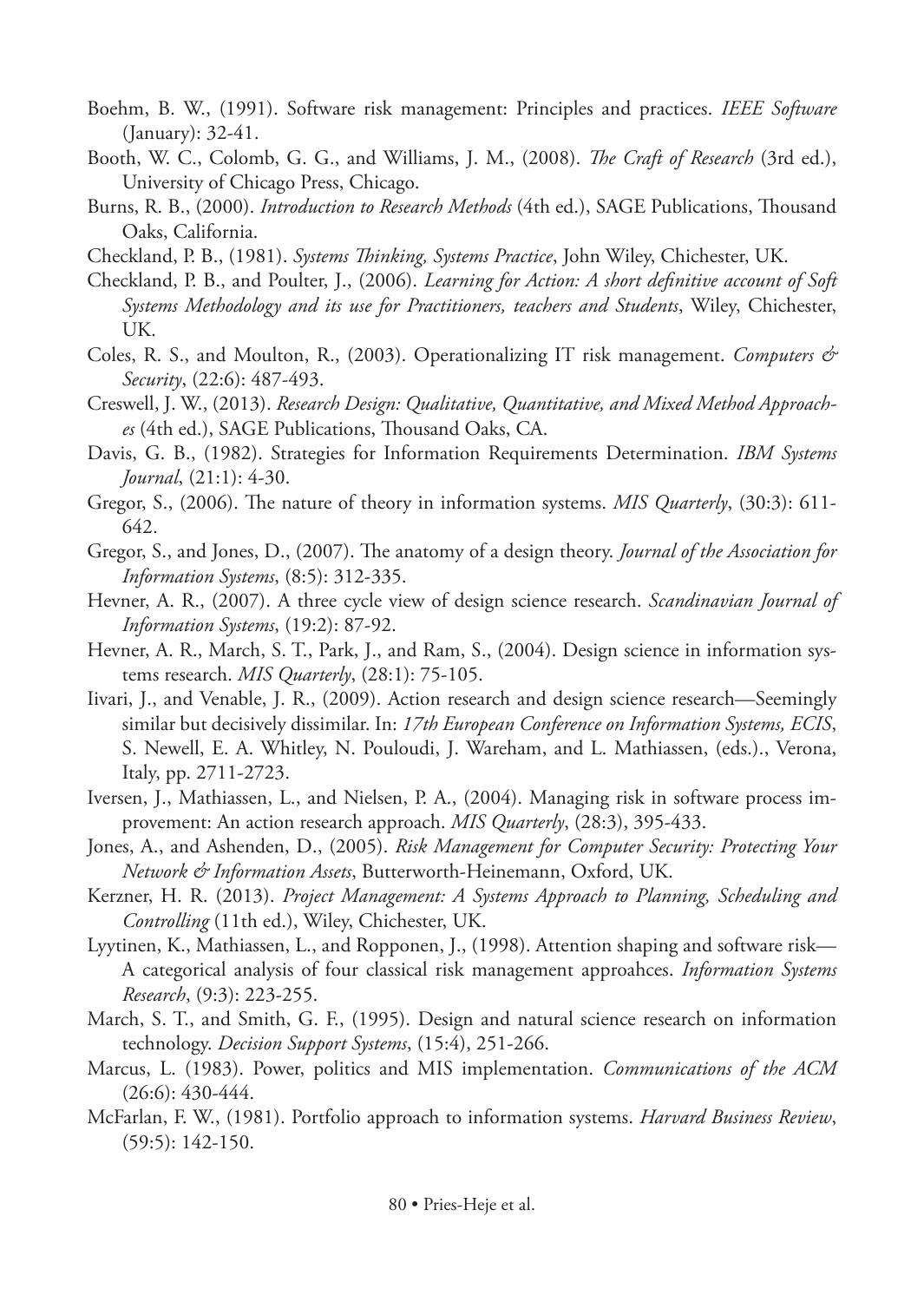Boehm, B. W., (1991). Software risk management: Principles and practices. *IEEE Software* (January): 32-41.

Booth, W. C., Colomb, G. G., and Williams, J. M., (2008). *The Craft of Research* (3rd ed.), University of Chicago Press, Chicago.

Burns, R. B., (2000). *Introduction to Research Methods* (4th ed.), SAGE Publications, Thousand Oaks, California.

Checkland, P. B., (1981). *Systems Thinking, Systems Practice*, John Wiley, Chichester, UK.

Checkland, P. B., and Poulter, J., (2006). *Learning for Action: A short definitive account of Soft Systems Methodology and its use for Practitioners, teachers and Students*, Wiley, Chichester, UK.

Coles, R. S., and Moulton, R., (2003). Operationalizing IT risk management. *Computers & Security*, (22:6): 487-493.

Creswell, J. W., (2013). *Research Design: Qualitative, Quantitative, and Mixed Method Approaches* (4th ed.), SAGE Publications, Thousand Oaks, CA.

Davis, G. B., (1982). Strategies for Information Requirements Determination. *IBM Systems Journal*, (21:1): 4-30.

Gregor, S., (2006). The nature of theory in information systems. *MIS Quarterly*, (30:3): 611-642.

Gregor, S., and Jones, D., (2007). The anatomy of a design theory. *Journal of the Association for Information Systems*, (8:5): 312-335.

Hevner, A. R., (2007). A three cycle view of design science research. *Scandinavian Journal of Information Systems*, (19:2): 87-92.

Hevner, A. R., March, S. T., Park, J., and Ram, S., (2004). Design science in information systems research. *MIS Quarterly*, (28:1): 75-105.

Iivari, J., and Venable, J. R., (2009). Action research and design science research—Seemingly similar but decisively dissimilar. In: *17th European Conference on Information Systems, ECIS*, S. Newell, E. A. Whitley, N. Pouloudi, J. Wareham, and L. Mathiassen, (eds.)., Verona, Italy, pp. 2711-2723.

Iversen, J., Mathiassen, L., and Nielsen, P. A., (2004). Managing risk in software process improvement: An action research approach. *MIS Quarterly*, (28:3), 395-433.

Jones, A., and Ashenden, D., (2005). *Risk Management for Computer Security: Protecting Your Network & Information Assets*, Butterworth-Heinemann, Oxford, UK.

Kerzner, H. R. (2013). *Project Management: A Systems Approach to Planning, Scheduling and Controlling* (11th ed.), Wiley, Chichester, UK.

Lyytinen, K., Mathiassen, L., and Ropponen, J., (1998). Attention shaping and software risk—A categorical analysis of four classical risk management approahces. *Information Systems Research*, (9:3): 223-255.

March, S. T., and Smith, G. F., (1995). Design and natural science research on information technology. *Decision Support Systems*, (15:4), 251-266.

Marcus, L. (1983). Power, politics and MIS implementation. *Communications of the ACM* (26:6): 430-444.

McFarlan, F. W., (1981). Portfolio approach to information systems. *Harvard Business Review*, (59:5): 142-150.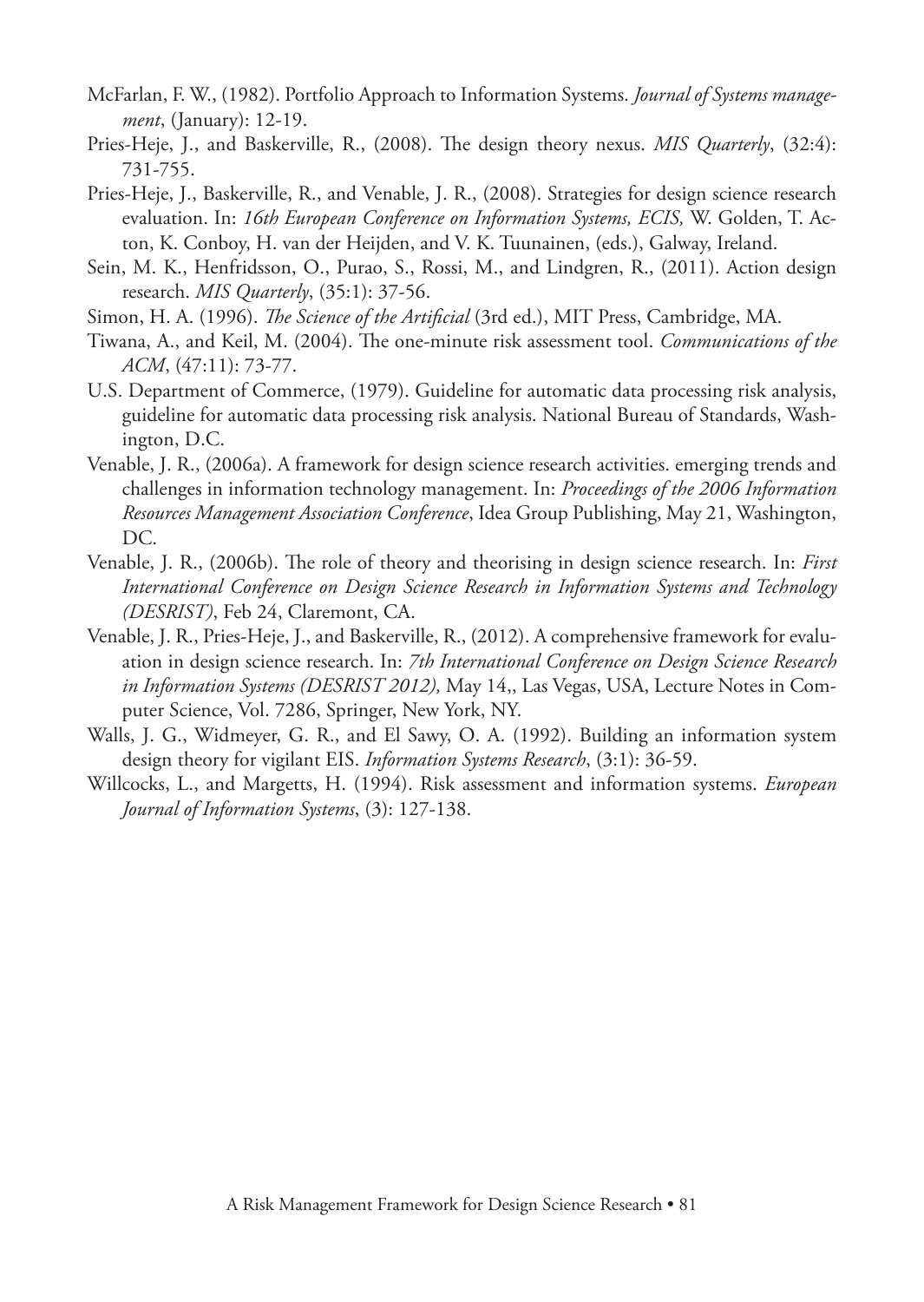McFarlan, F. W., (1982). Portfolio Approach to Information Systems. *Journal of Systems management*, (January): 12-19.

Pries-Heje, J., and Baskerville, R., (2008). The design theory nexus. *MIS Quarterly*, (32:4): 731-755.

Pries-Heje, J., Baskerville, R., and Venable, J. R., (2008). Strategies for design science research evaluation. In: *16th European Conference on Information Systems, ECIS,* W. Golden, T. Acton, K. Conboy, H. van der Heijden, and V. K. Tuunainen, (eds.), Galway, Ireland.

Sein, M. K., Henfridsson, O., Purao, S., Rossi, M., and Lindgren, R., (2011). Action design research. *MIS Quarterly*, (35:1): 37-56.

Simon, H. A. (1996). *The Science of the Artificial* (3rd ed.), MIT Press, Cambridge, MA.

Tiwana, A., and Keil, M. (2004). The one-minute risk assessment tool. *Communications of the ACM*, (47:11): 73-77.

U.S. Department of Commerce, (1979). Guideline for automatic data processing risk analysis, guideline for automatic data processing risk analysis. National Bureau of Standards, Washington, D.C.

Venable, J. R., (2006a). A framework for design science research activities. emerging trends and challenges in information technology management. In: *Proceedings of the 2006 Information Resources Management Association Conference*, Idea Group Publishing, May 21, Washington, DC.

Venable, J. R., (2006b). The role of theory and theorising in design science research. In: *First International Conference on Design Science Research in Information Systems and Technology (DESRIST)*, Feb 24, Claremont, CA.

Venable, J. R., Pries-Heje, J., and Baskerville, R., (2012). A comprehensive framework for evaluation in design science research. In: *7th International Conference on Design Science Research in Information Systems (DESRIST 2012),* May 14,, Las Vegas, USA, Lecture Notes in Computer Science, Vol. 7286, Springer, New York, NY.

Walls, J. G., Widmeyer, G. R., and El Sawy, O. A. (1992). Building an information system design theory for vigilant EIS. *Information Systems Research*, (3:1): 36-59.

Willcocks, L., and Margetts, H. (1994). Risk assessment and information systems. *European Journal of Information Systems*, (3): 127-138.